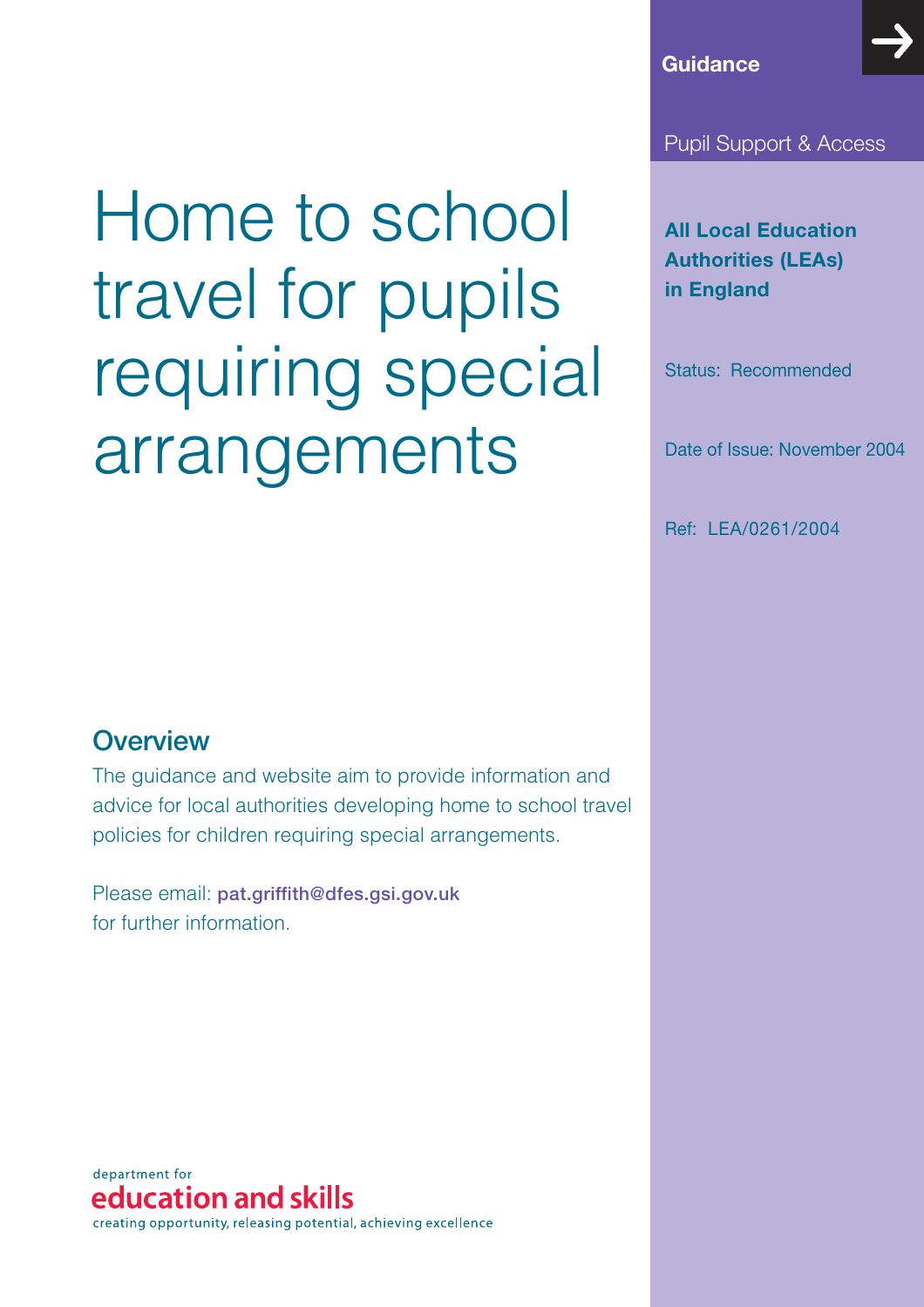# Home to school travel for pupils requiring special arrangements

**Guidance**

Pupil Support & Access

**All Local Education Authorities (LEAs) in England**

Status: Recommended

Date of Issue: November 2004

Ref: LEA/0261/2004

## Overview

The guidance and website aim to provide information and advice for local authorities developing home to school travel policies for children requiring special arrangements.

Please email: **pat.griffith@dfes.gsi.gov.uk** for further information.

department for
education and skills
creating opportunity, releasing potential, achieving excellence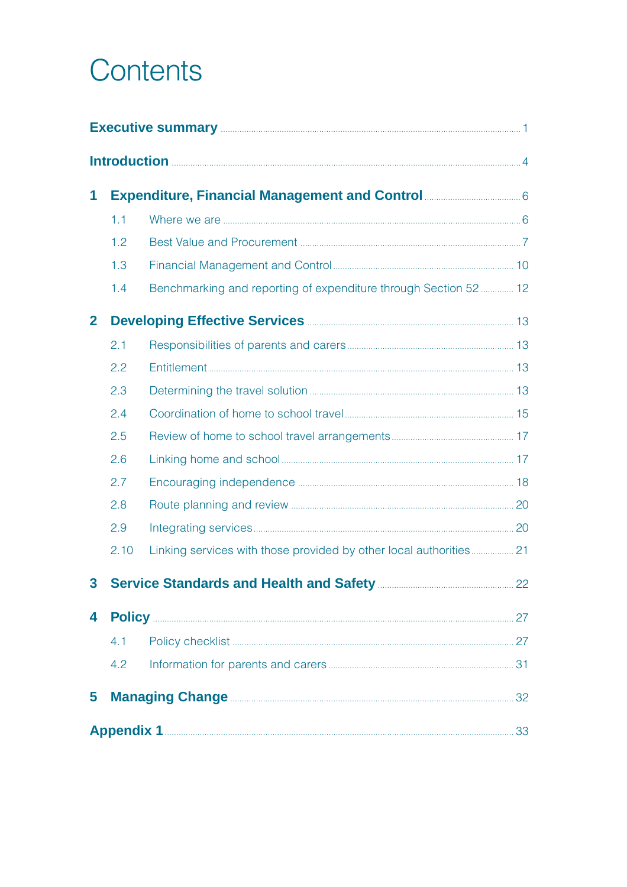# Contents

**Executive summary** ..... 1

**Introduction** ..... 4

**1 Expenditure, Financial Management and Control** ..... 6

- 1.1 Where we are ..... 6
- 1.2 Best Value and Procurement ..... 7
- 1.3 Financial Management and Control ..... 10
- 1.4 Benchmarking and reporting of expenditure through Section 52 ..... 12

**2 Developing Effective Services** ..... 13

- 2.1 Responsibilities of parents and carers ..... 13
- 2.2 Entitlement ..... 13
- 2.3 Determining the travel solution ..... 13
- 2.4 Coordination of home to school travel ..... 15
- 2.5 Review of home to school travel arrangements ..... 17
- 2.6 Linking home and school ..... 17
- 2.7 Encouraging independence ..... 18
- 2.8 Route planning and review ..... 20
- 2.9 Integrating services ..... 20
- 2.10 Linking services with those provided by other local authorities ..... 21

**3 Service Standards and Health and Safety** ..... 22

**4 Policy** ..... 27

- 4.1 Policy checklist ..... 27
- 4.2 Information for parents and carers ..... 31

**5 Managing Change** ..... 32

**Appendix 1** ..... 33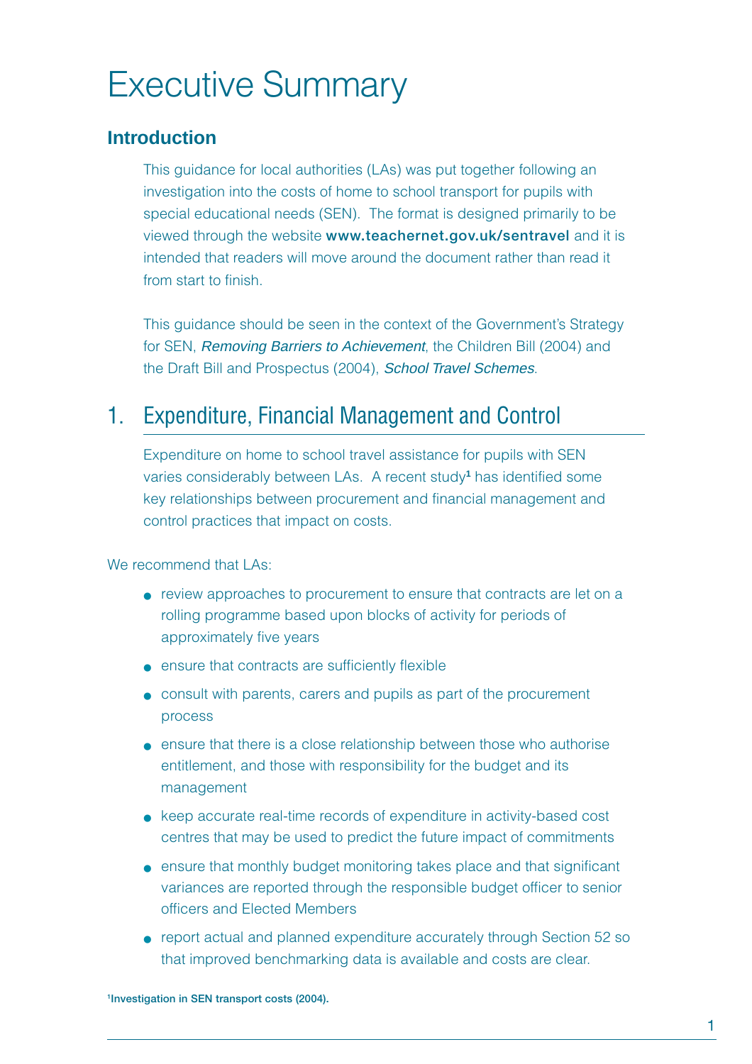# Executive Summary

## Introduction

This guidance for local authorities (LAs) was put together following an investigation into the costs of home to school transport for pupils with special educational needs (SEN). The format is designed primarily to be viewed through the website **www.teachernet.gov.uk/sentravel** and it is intended that readers will move around the document rather than read it from start to finish.

This guidance should be seen in the context of the Government's Strategy for SEN, *Removing Barriers to Achievement*, the Children Bill (2004) and the Draft Bill and Prospectus (2004), *School Travel Schemes*.

## 1. Expenditure, Financial Management and Control

Expenditure on home to school travel assistance for pupils with SEN varies considerably between LAs. A recent study[1] has identified some key relationships between procurement and financial management and control practices that impact on costs.

We recommend that LAs:

- review approaches to procurement to ensure that contracts are let on a rolling programme based upon blocks of activity for periods of approximately five years
- ensure that contracts are sufficiently flexible
- consult with parents, carers and pupils as part of the procurement process
- ensure that there is a close relationship between those who authorise entitlement, and those with responsibility for the budget and its management
- keep accurate real-time records of expenditure in activity-based cost centres that may be used to predict the future impact of commitments
- ensure that monthly budget monitoring takes place and that significant variances are reported through the responsible budget officer to senior officers and Elected Members
- report actual and planned expenditure accurately through Section 52 so that improved benchmarking data is available and costs are clear.

[1] **Investigation in SEN transport costs (2004).**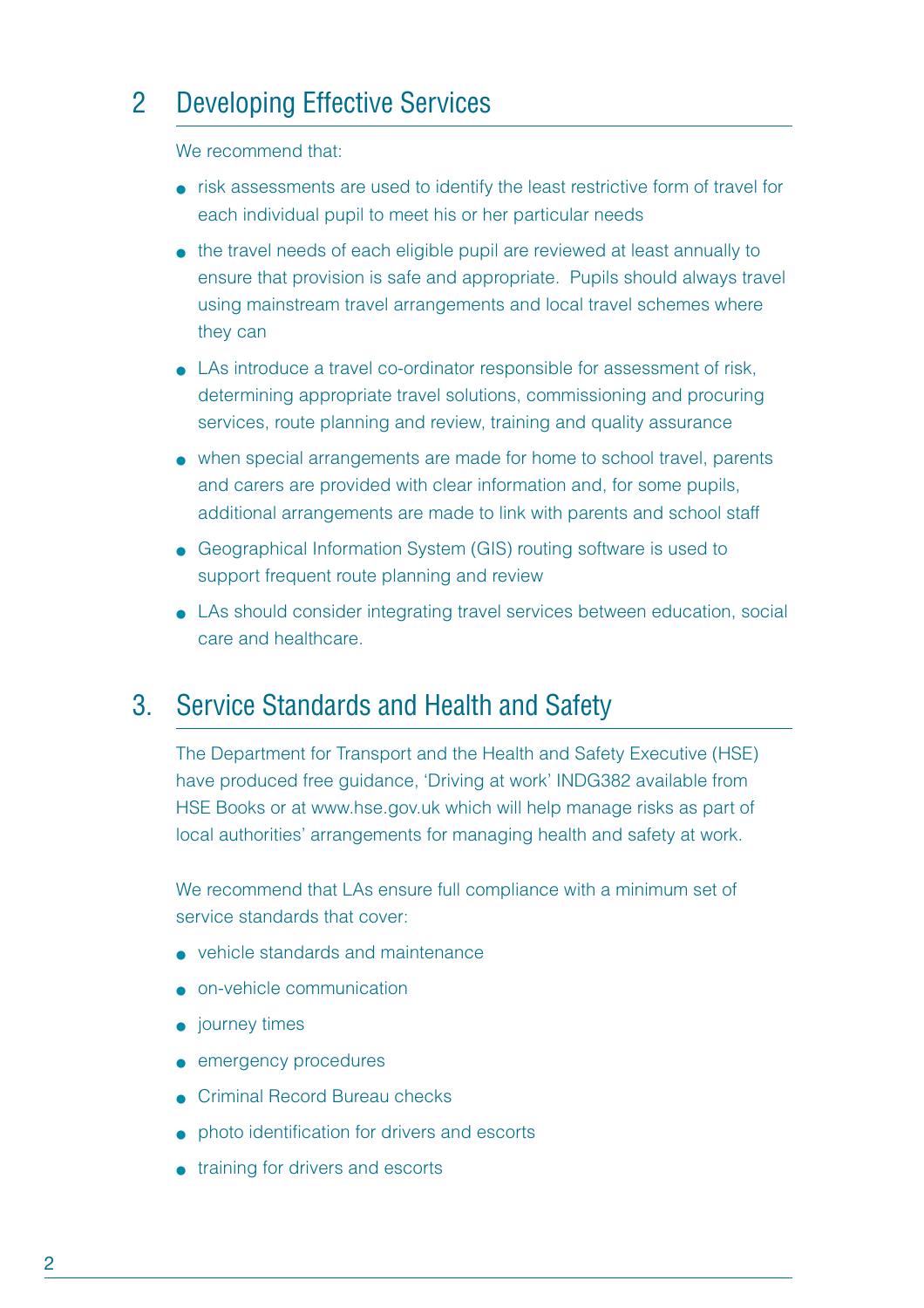## 2 Developing Effective Services

We recommend that:

- risk assessments are used to identify the least restrictive form of travel for each individual pupil to meet his or her particular needs
- the travel needs of each eligible pupil are reviewed at least annually to ensure that provision is safe and appropriate. Pupils should always travel using mainstream travel arrangements and local travel schemes where they can
- LAs introduce a travel co-ordinator responsible for assessment of risk, determining appropriate travel solutions, commissioning and procuring services, route planning and review, training and quality assurance
- when special arrangements are made for home to school travel, parents and carers are provided with clear information and, for some pupils, additional arrangements are made to link with parents and school staff
- Geographical Information System (GIS) routing software is used to support frequent route planning and review
- LAs should consider integrating travel services between education, social care and healthcare.

## 3. Service Standards and Health and Safety

The Department for Transport and the Health and Safety Executive (HSE) have produced free guidance, 'Driving at work' INDG382 available from HSE Books or at www.hse.gov.uk which will help manage risks as part of local authorities' arrangements for managing health and safety at work.

We recommend that LAs ensure full compliance with a minimum set of service standards that cover:

- vehicle standards and maintenance
- on-vehicle communication
- journey times
- emergency procedures
- Criminal Record Bureau checks
- photo identification for drivers and escorts
- training for drivers and escorts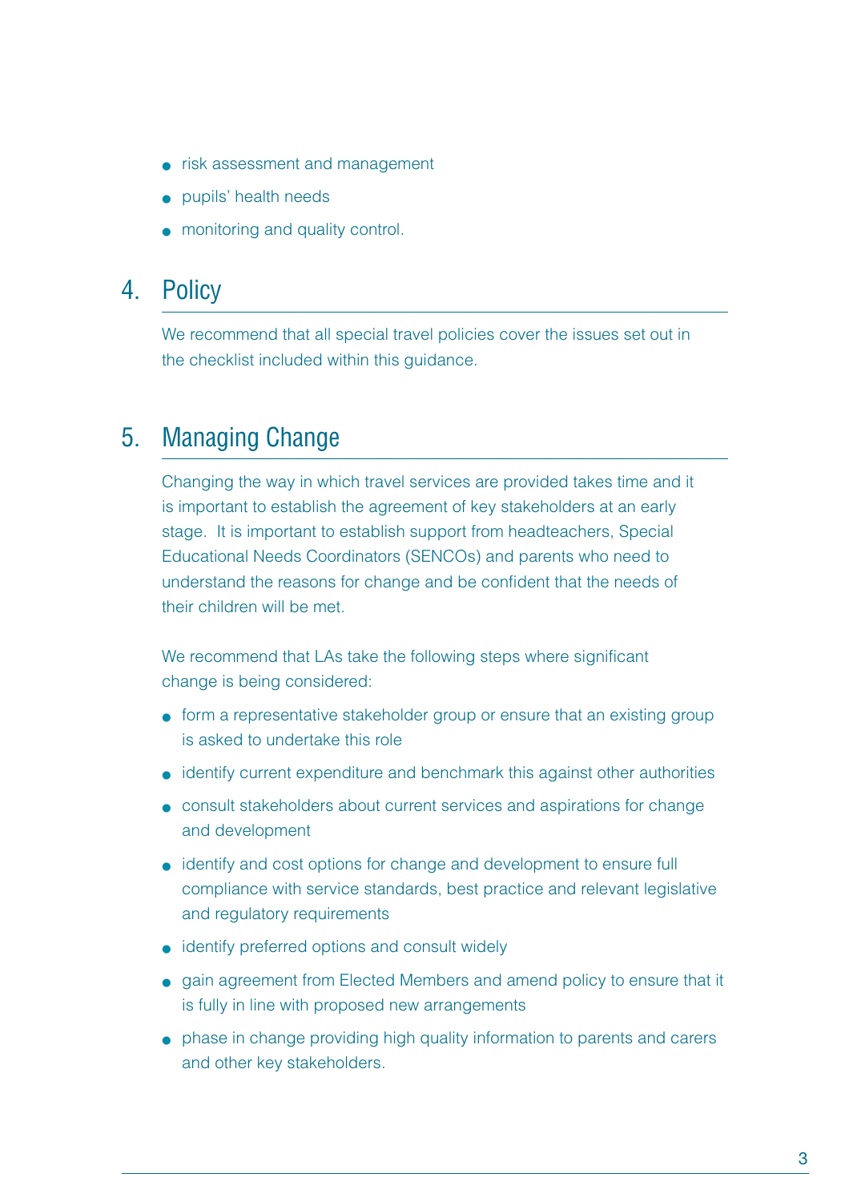- risk assessment and management
- pupils' health needs
- monitoring and quality control.

## 4. Policy

We recommend that all special travel policies cover the issues set out in the checklist included within this guidance.

## 5. Managing Change

Changing the way in which travel services are provided takes time and it is important to establish the agreement of key stakeholders at an early stage. It is important to establish support from headteachers, Special Educational Needs Coordinators (SENCOs) and parents who need to understand the reasons for change and be confident that the needs of their children will be met.

We recommend that LAs take the following steps where significant change is being considered:

- form a representative stakeholder group or ensure that an existing group is asked to undertake this role
- identify current expenditure and benchmark this against other authorities
- consult stakeholders about current services and aspirations for change and development
- identify and cost options for change and development to ensure full compliance with service standards, best practice and relevant legislative and regulatory requirements
- identify preferred options and consult widely
- gain agreement from Elected Members and amend policy to ensure that it is fully in line with proposed new arrangements
- phase in change providing high quality information to parents and carers and other key stakeholders.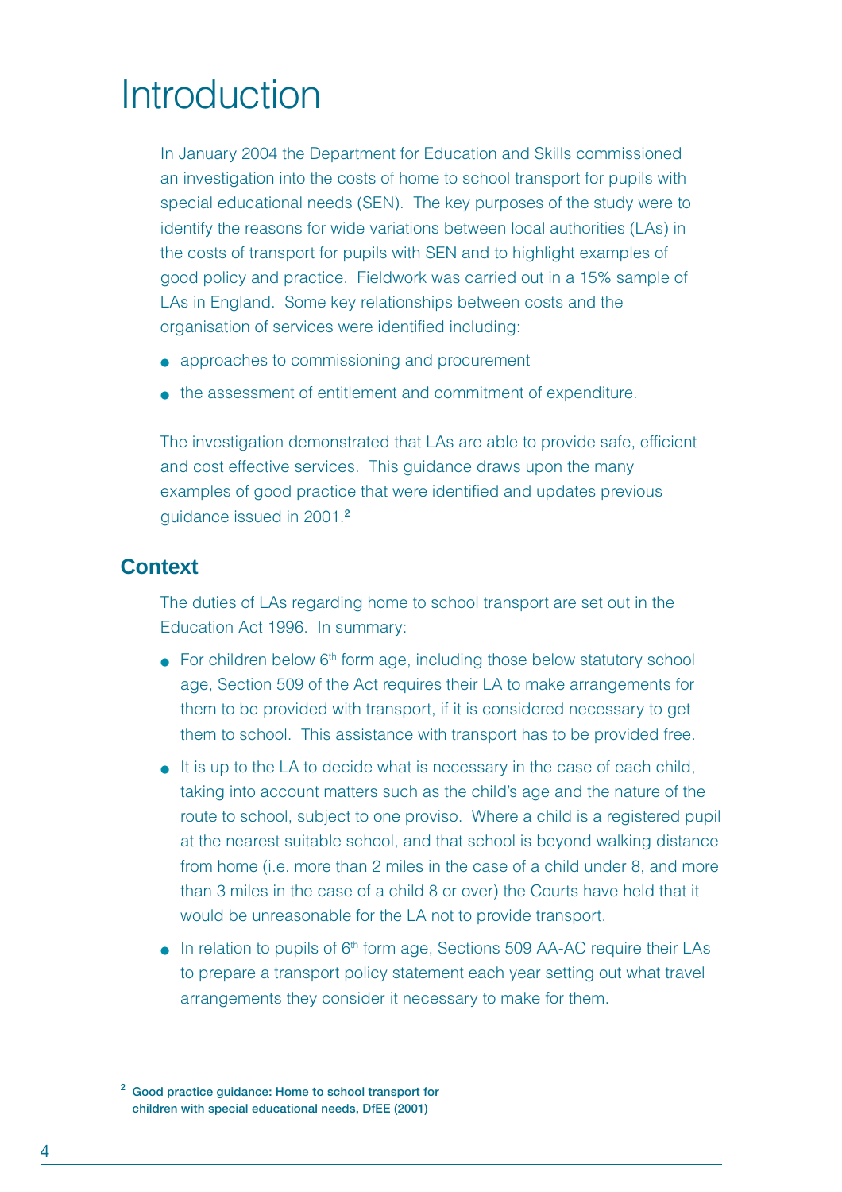# Introduction

In January 2004 the Department for Education and Skills commissioned an investigation into the costs of home to school transport for pupils with special educational needs (SEN). The key purposes of the study were to identify the reasons for wide variations between local authorities (LAs) in the costs of transport for pupils with SEN and to highlight examples of good policy and practice. Fieldwork was carried out in a 15% sample of LAs in England. Some key relationships between costs and the organisation of services were identified including:

- approaches to commissioning and procurement
- the assessment of entitlement and commitment of expenditure.

The investigation demonstrated that LAs are able to provide safe, efficient and cost effective services. This guidance draws upon the many examples of good practice that were identified and updates previous guidance issued in 2001.[2]

## Context

The duties of LAs regarding home to school transport are set out in the Education Act 1996. In summary:

- For children below 6th form age, including those below statutory school age, Section 509 of the Act requires their LA to make arrangements for them to be provided with transport, if it is considered necessary to get them to school. This assistance with transport has to be provided free.
- It is up to the LA to decide what is necessary in the case of each child, taking into account matters such as the child's age and the nature of the route to school, subject to one proviso. Where a child is a registered pupil at the nearest suitable school, and that school is beyond walking distance from home (i.e. more than 2 miles in the case of a child under 8, and more than 3 miles in the case of a child 8 or over) the Courts have held that it would be unreasonable for the LA not to provide transport.
- In relation to pupils of 6th form age, Sections 509 AA-AC require their LAs to prepare a transport policy statement each year setting out what travel arrangements they consider it necessary to make for them.

[2] **Good practice guidance: Home to school transport for children with special educational needs, DfEE (2001)**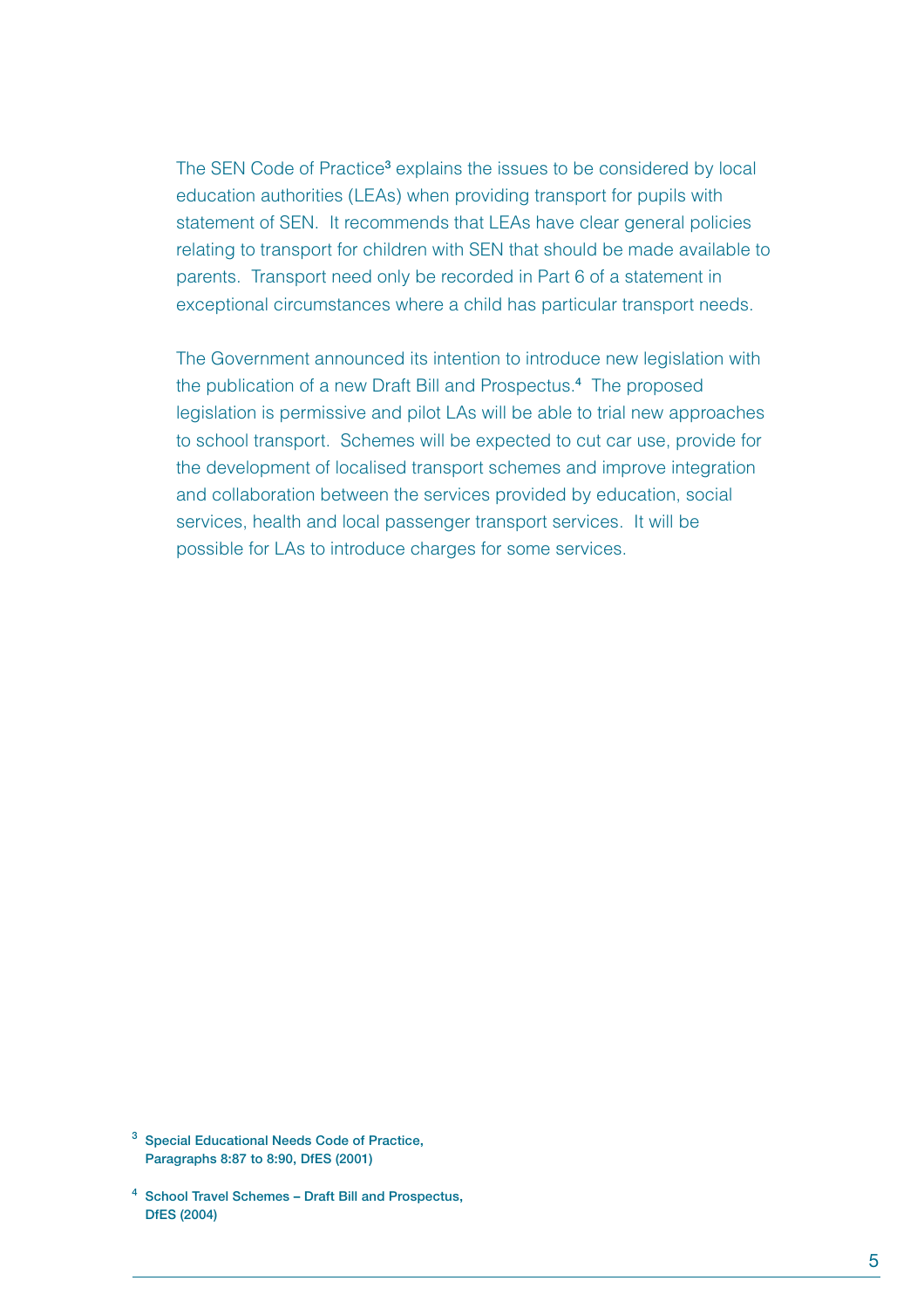The SEN Code of Practice[3] explains the issues to be considered by local education authorities (LEAs) when providing transport for pupils with statement of SEN. It recommends that LEAs have clear general policies relating to transport for children with SEN that should be made available to parents. Transport need only be recorded in Part 6 of a statement in exceptional circumstances where a child has particular transport needs.

The Government announced its intention to introduce new legislation with the publication of a new Draft Bill and Prospectus.[4] The proposed legislation is permissive and pilot LAs will be able to trial new approaches to school transport. Schemes will be expected to cut car use, provide for the development of localised transport schemes and improve integration and collaboration between the services provided by education, social services, health and local passenger transport services. It will be possible for LAs to introduce charges for some services.

[3] **Special Educational Needs Code of Practice, Paragraphs 8:87 to 8:90, DfES (2001)**

[4] **School Travel Schemes – Draft Bill and Prospectus, DfES (2004)**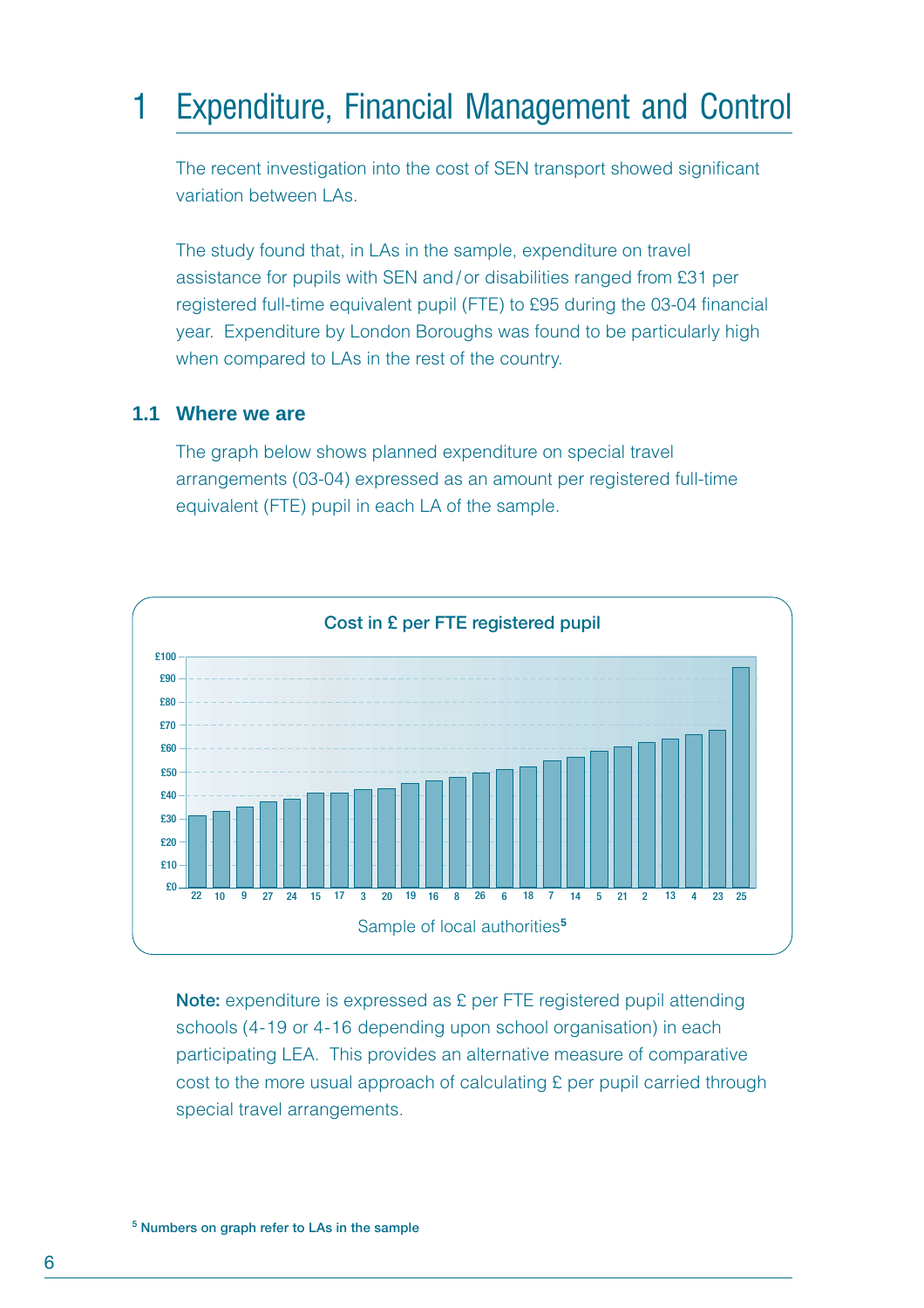# 1 Expenditure, Financial Management and Control

The recent investigation into the cost of SEN transport showed significant variation between LAs.

The study found that, in LAs in the sample, expenditure on travel assistance for pupils with SEN and/or disabilities ranged from £31 per registered full-time equivalent pupil (FTE) to £95 during the 03-04 financial year. Expenditure by London Boroughs was found to be particularly high when compared to LAs in the rest of the country.

## 1.1 Where we are

The graph below shows planned expenditure on special travel arrangements (03-04) expressed as an amount per registered full-time equivalent (FTE) pupil in each LA of the sample.

Cost in £ per FTE registered pupil

£100
£90
£80
£70
£60
£50
£40
£30
£20
£10
£0

22 10 9 27 24 15 17 3 20 19 16 8 26 6 18 7 14 5 21 2 13 4 23 25

Sample of local authorities[5]

**Note:** expenditure is expressed as £ per FTE registered pupil attending schools (4-19 or 4-16 depending upon school organisation) in each participating LEA. This provides an alternative measure of comparative cost to the more usual approach of calculating £ per pupil carried through special travel arrangements.

[5] Numbers on graph refer to LAs in the sample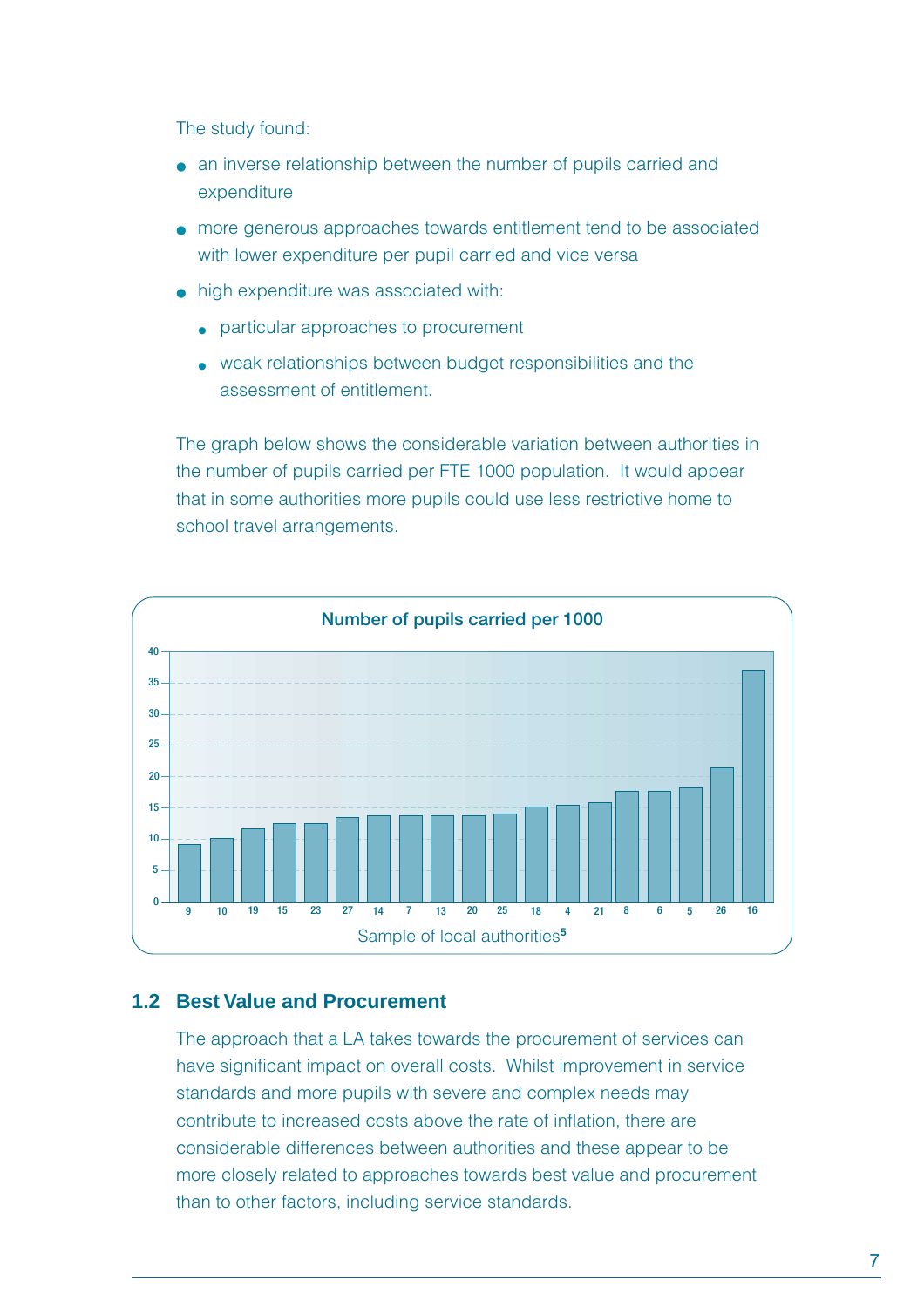The study found:

- an inverse relationship between the number of pupils carried and expenditure
- more generous approaches towards entitlement tend to be associated with lower expenditure per pupil carried and vice versa
- high expenditure was associated with:
  - particular approaches to procurement
  - weak relationships between budget responsibilities and the assessment of entitlement.

The graph below shows the considerable variation between authorities in the number of pupils carried per FTE 1000 population. It would appear that in some authorities more pupils could use less restrictive home to school travel arrangements.

**Number of pupils carried per 1000**

Sample of local authorities[5]

## 1.2 Best Value and Procurement

The approach that a LA takes towards the procurement of services can have significant impact on overall costs. Whilst improvement in service standards and more pupils with severe and complex needs may contribute to increased costs above the rate of inflation, there are considerable differences between authorities and these appear to be more closely related to approaches towards best value and procurement than to other factors, including service standards.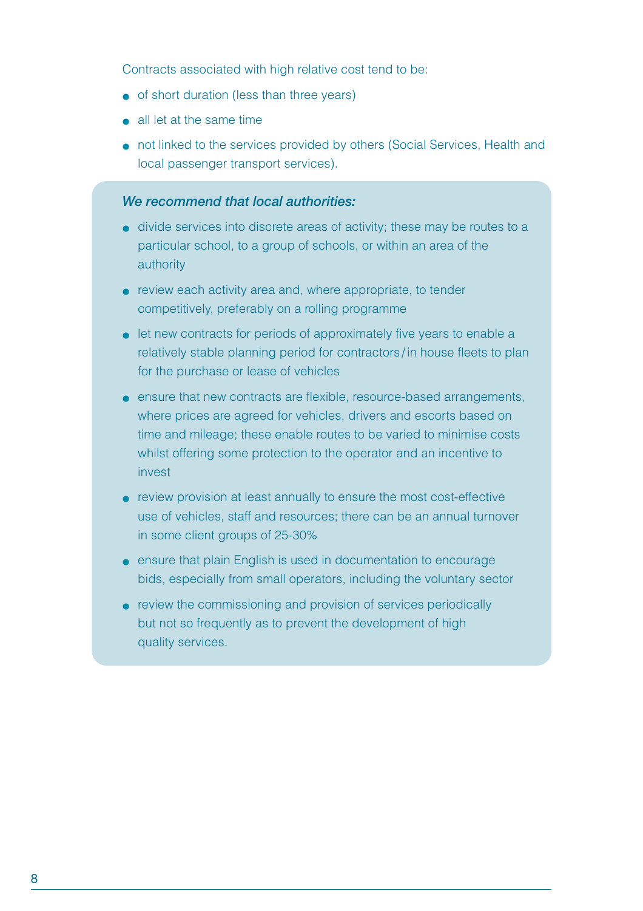Contracts associated with high relative cost tend to be:

- of short duration (less than three years)
- all let at the same time
- not linked to the services provided by others (Social Services, Health and local passenger transport services).

***We recommend that local authorities:***

- divide services into discrete areas of activity; these may be routes to a particular school, to a group of schools, or within an area of the authority
- review each activity area and, where appropriate, to tender competitively, preferably on a rolling programme
- let new contracts for periods of approximately five years to enable a relatively stable planning period for contractors / in house fleets to plan for the purchase or lease of vehicles
- ensure that new contracts are flexible, resource-based arrangements, where prices are agreed for vehicles, drivers and escorts based on time and mileage; these enable routes to be varied to minimise costs whilst offering some protection to the operator and an incentive to invest
- review provision at least annually to ensure the most cost-effective use of vehicles, staff and resources; there can be an annual turnover in some client groups of 25-30%
- ensure that plain English is used in documentation to encourage bids, especially from small operators, including the voluntary sector
- review the commissioning and provision of services periodically but not so frequently as to prevent the development of high quality services.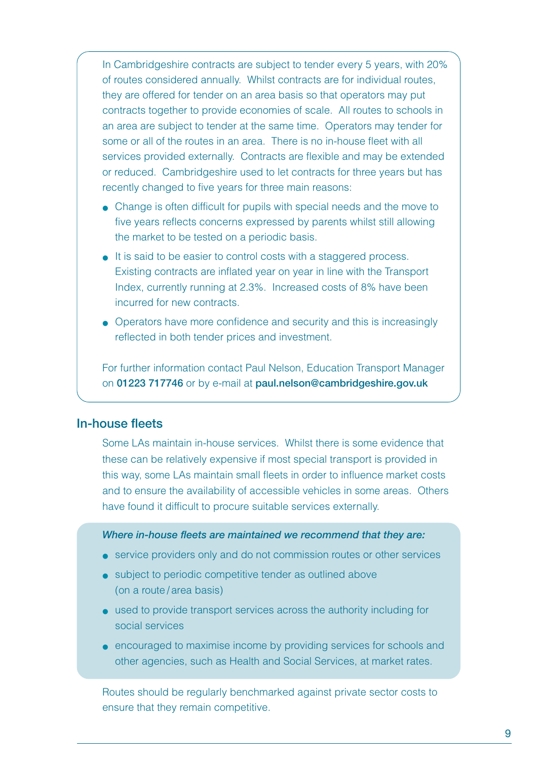In Cambridgeshire contracts are subject to tender every 5 years, with 20% of routes considered annually. Whilst contracts are for individual routes, they are offered for tender on an area basis so that operators may put contracts together to provide economies of scale. All routes to schools in an area are subject to tender at the same time. Operators may tender for some or all of the routes in an area. There is no in-house fleet with all services provided externally. Contracts are flexible and may be extended or reduced. Cambridgeshire used to let contracts for three years but has recently changed to five years for three main reasons:

- Change is often difficult for pupils with special needs and the move to five years reflects concerns expressed by parents whilst still allowing the market to be tested on a periodic basis.
- It is said to be easier to control costs with a staggered process. Existing contracts are inflated year on year in line with the Transport Index, currently running at 2.3%. Increased costs of 8% have been incurred for new contracts.
- Operators have more confidence and security and this is increasingly reflected in both tender prices and investment.

For further information contact Paul Nelson, Education Transport Manager on **01223 717746** or by e-mail at **paul.nelson@cambridgeshire.gov.uk**

## In-house fleets

Some LAs maintain in-house services. Whilst there is some evidence that these can be relatively expensive if most special transport is provided in this way, some LAs maintain small fleets in order to influence market costs and to ensure the availability of accessible vehicles in some areas. Others have found it difficult to procure suitable services externally.

***Where in-house fleets are maintained we recommend that they are:***

- service providers only and do not commission routes or other services
- subject to periodic competitive tender as outlined above (on a route/area basis)
- used to provide transport services across the authority including for social services
- encouraged to maximise income by providing services for schools and other agencies, such as Health and Social Services, at market rates.

Routes should be regularly benchmarked against private sector costs to ensure that they remain competitive.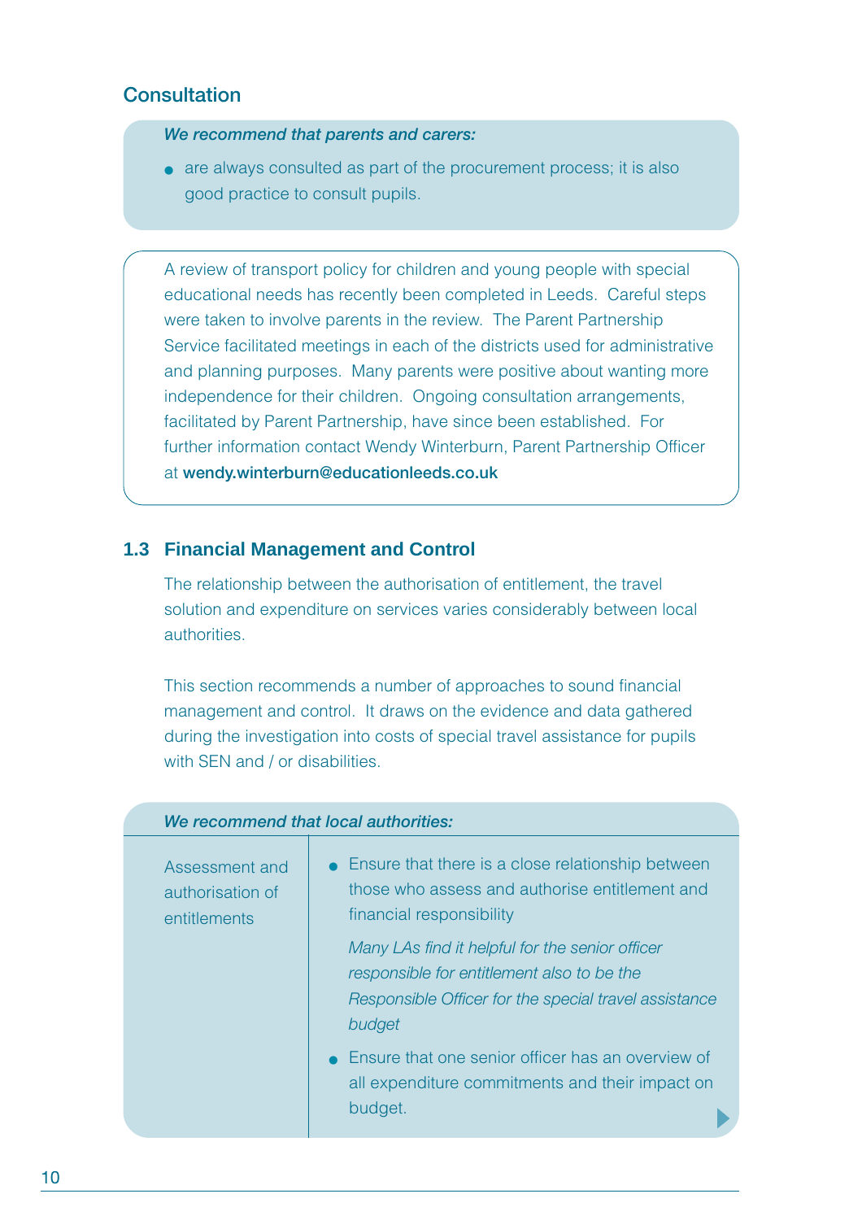## Consultation

***We recommend that parents and carers:***

- are always consulted as part of the procurement process; it is also good practice to consult pupils.

A review of transport policy for children and young people with special educational needs has recently been completed in Leeds. Careful steps were taken to involve parents in the review. The Parent Partnership Service facilitated meetings in each of the districts used for administrative and planning purposes. Many parents were positive about wanting more independence for their children. Ongoing consultation arrangements, facilitated by Parent Partnership, have since been established. For further information contact Wendy Winterburn, Parent Partnership Officer at **wendy.winterburn@educationleeds.co.uk**

## 1.3 Financial Management and Control

The relationship between the authorisation of entitlement, the travel solution and expenditure on services varies considerably between local authorities.

This section recommends a number of approaches to sound financial management and control. It draws on the evidence and data gathered during the investigation into costs of special travel assistance for pupils with SEN and / or disabilities.

***We recommend that local authorities:***

| | |
|---|---|
| Assessment and authorisation of entitlements | • Ensure that there is a close relationship between those who assess and authorise entitlement and financial responsibility<br>*Many LAs find it helpful for the senior officer responsible for entitlement also to be the Responsible Officer for the special travel assistance budget*<br>• Ensure that one senior officer has an overview of all expenditure commitments and their impact on budget. |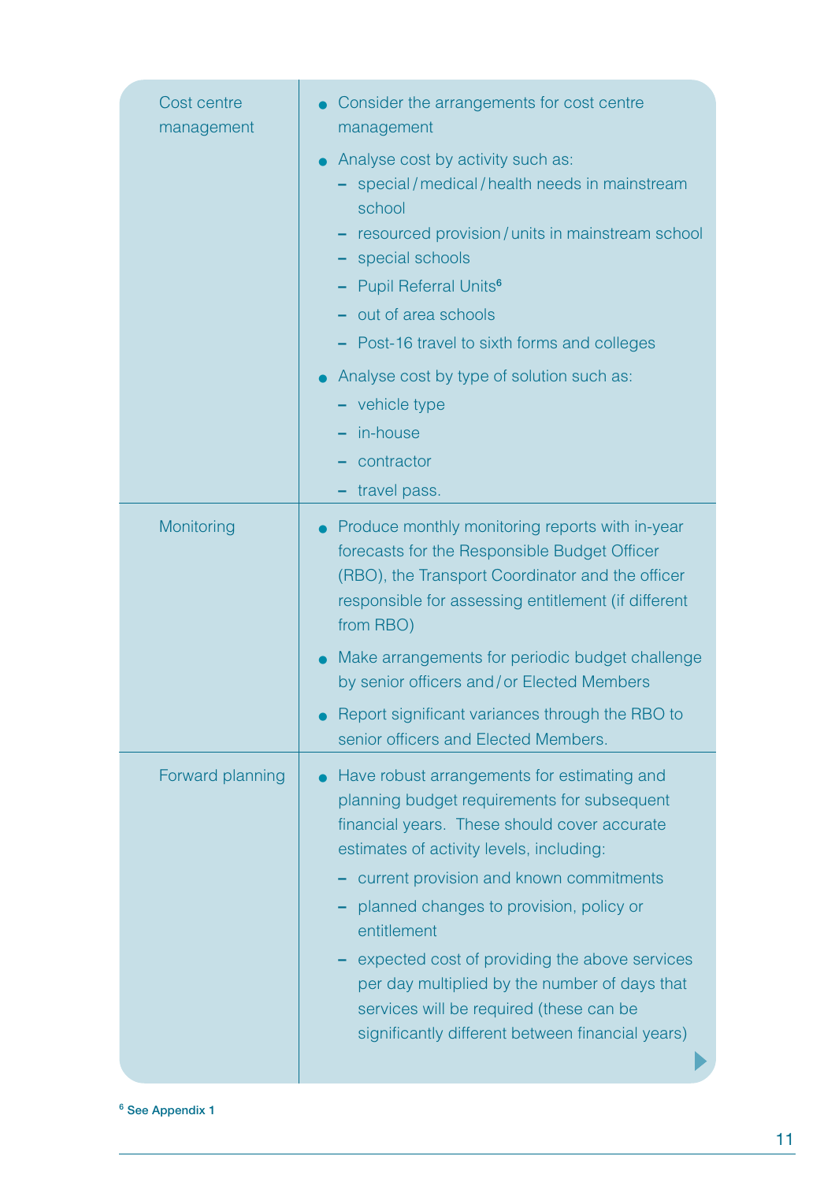| | |
|---|---|
| Cost centre management | • Consider the arrangements for cost centre management<br>• Analyse cost by activity such as:<br>– special / medical / health needs in mainstream school<br>– resourced provision / units in mainstream school<br>– special schools<br>– Pupil Referral Units[6]<br>– out of area schools<br>– Post-16 travel to sixth forms and colleges<br>• Analyse cost by type of solution such as:<br>– vehicle type<br>– in-house<br>– contractor<br>– travel pass. |
| Monitoring | • Produce monthly monitoring reports with in-year forecasts for the Responsible Budget Officer (RBO), the Transport Coordinator and the officer responsible for assessing entitlement (if different from RBO)<br>• Make arrangements for periodic budget challenge by senior officers and / or Elected Members<br>• Report significant variances through the RBO to senior officers and Elected Members. |
| Forward planning | • Have robust arrangements for estimating and planning budget requirements for subsequent financial years. These should cover accurate estimates of activity levels, including:<br>– current provision and known commitments<br>– planned changes to provision, policy or entitlement<br>– expected cost of providing the above services per day multiplied by the number of days that services will be required (these can be significantly different between financial years) |

[6] See Appendix 1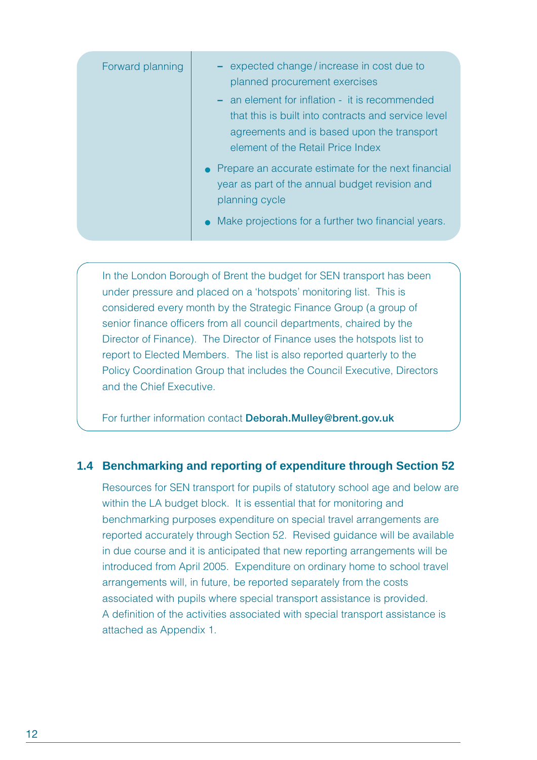| Forward planning | – expected change / increase in cost due to planned procurement exercises<br>– an element for inflation - it is recommended that this is built into contracts and service level agreements and is based upon the transport element of the Retail Price Index<br>• Prepare an accurate estimate for the next financial year as part of the annual budget revision and planning cycle<br>• Make projections for a further two financial years. |
|---|---|

In the London Borough of Brent the budget for SEN transport has been under pressure and placed on a 'hotspots' monitoring list. This is considered every month by the Strategic Finance Group (a group of senior finance officers from all council departments, chaired by the Director of Finance). The Director of Finance uses the hotspots list to report to Elected Members. The list is also reported quarterly to the Policy Coordination Group that includes the Council Executive, Directors and the Chief Executive.

For further information contact **Deborah.Mulley@brent.gov.uk**

### 1.4 Benchmarking and reporting of expenditure through Section 52

Resources for SEN transport for pupils of statutory school age and below are within the LA budget block. It is essential that for monitoring and benchmarking purposes expenditure on special travel arrangements are reported accurately through Section 52. Revised guidance will be available in due course and it is anticipated that new reporting arrangements will be introduced from April 2005. Expenditure on ordinary home to school travel arrangements will, in future, be reported separately from the costs associated with pupils where special transport assistance is provided. A definition of the activities associated with special transport assistance is attached as Appendix 1.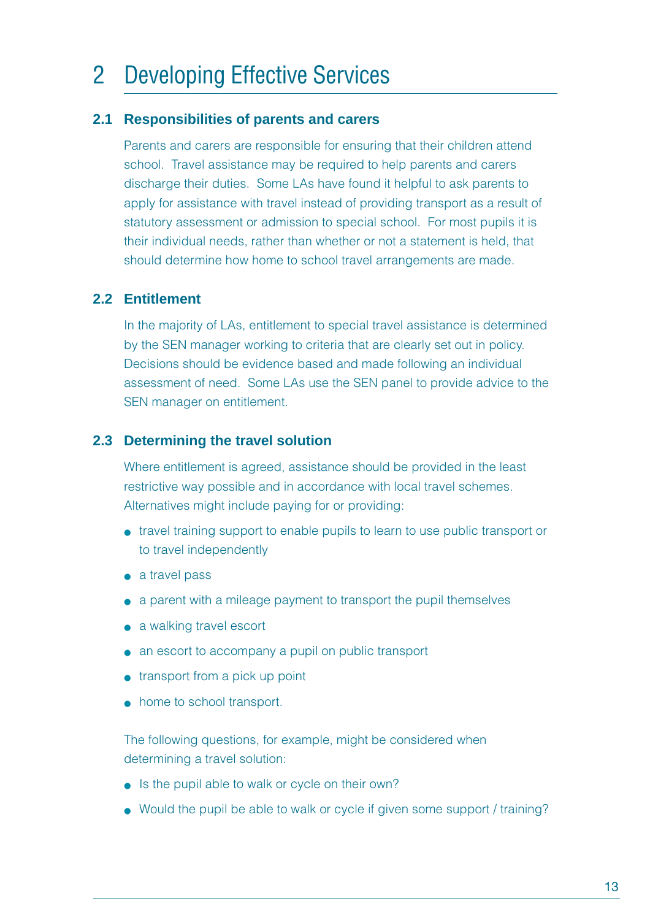# 2 Developing Effective Services

## 2.1 Responsibilities of parents and carers

Parents and carers are responsible for ensuring that their children attend school. Travel assistance may be required to help parents and carers discharge their duties. Some LAs have found it helpful to ask parents to apply for assistance with travel instead of providing transport as a result of statutory assessment or admission to special school. For most pupils it is their individual needs, rather than whether or not a statement is held, that should determine how home to school travel arrangements are made.

## 2.2 Entitlement

In the majority of LAs, entitlement to special travel assistance is determined by the SEN manager working to criteria that are clearly set out in policy. Decisions should be evidence based and made following an individual assessment of need. Some LAs use the SEN panel to provide advice to the SEN manager on entitlement.

## 2.3 Determining the travel solution

Where entitlement is agreed, assistance should be provided in the least restrictive way possible and in accordance with local travel schemes. Alternatives might include paying for or providing:

- travel training support to enable pupils to learn to use public transport or to travel independently
- a travel pass
- a parent with a mileage payment to transport the pupil themselves
- a walking travel escort
- an escort to accompany a pupil on public transport
- transport from a pick up point
- home to school transport.

The following questions, for example, might be considered when determining a travel solution:

- Is the pupil able to walk or cycle on their own?
- Would the pupil be able to walk or cycle if given some support / training?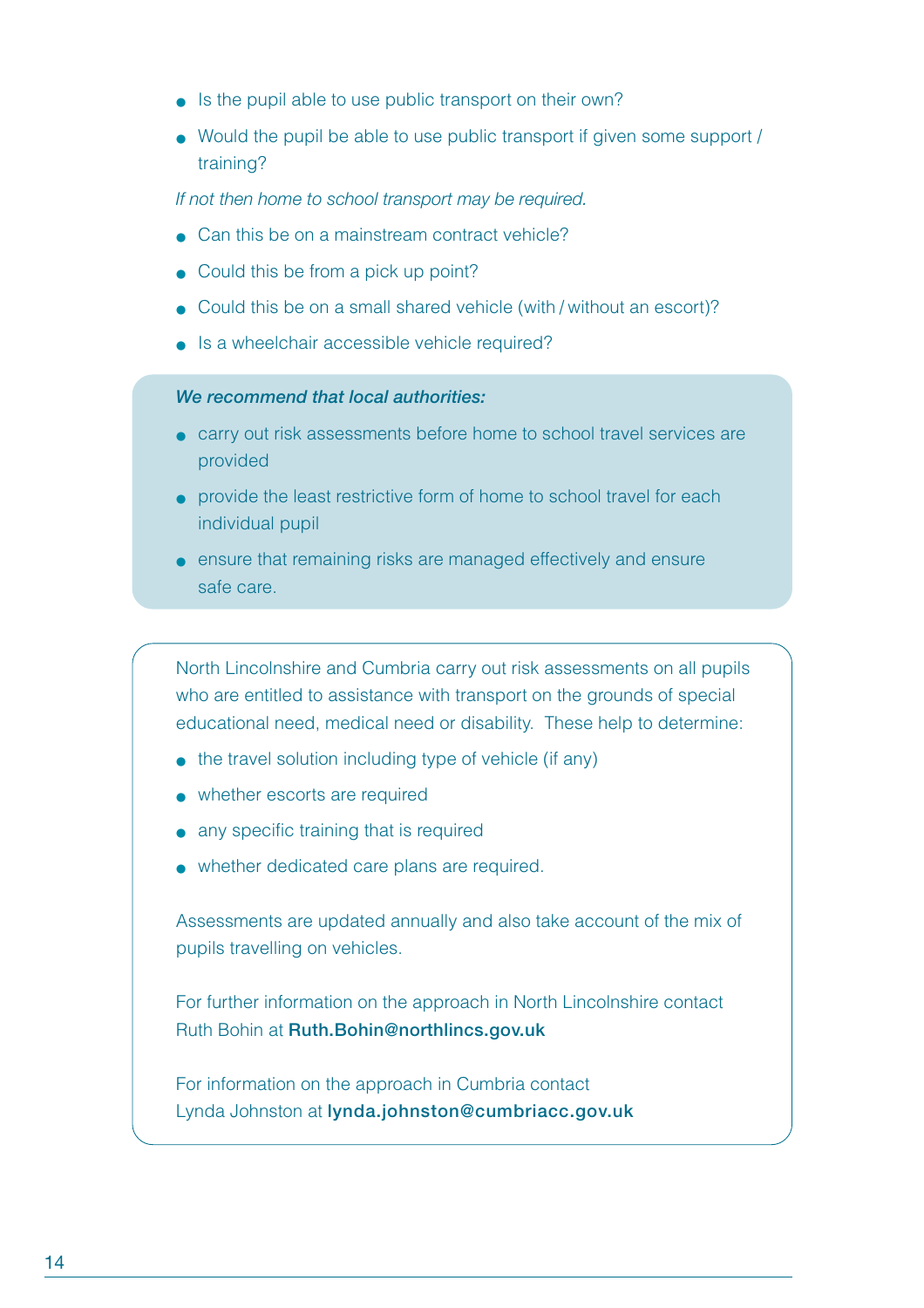- Is the pupil able to use public transport on their own?
- Would the pupil be able to use public transport if given some support / training?

*If not then home to school transport may be required.*

- Can this be on a mainstream contract vehicle?
- Could this be from a pick up point?
- Could this be on a small shared vehicle (with / without an escort)?
- Is a wheelchair accessible vehicle required?

***We recommend that local authorities:***

- carry out risk assessments before home to school travel services are provided
- provide the least restrictive form of home to school travel for each individual pupil
- ensure that remaining risks are managed effectively and ensure safe care.

North Lincolnshire and Cumbria carry out risk assessments on all pupils who are entitled to assistance with transport on the grounds of special educational need, medical need or disability. These help to determine:

- the travel solution including type of vehicle (if any)
- whether escorts are required
- any specific training that is required
- whether dedicated care plans are required.

Assessments are updated annually and also take account of the mix of pupils travelling on vehicles.

For further information on the approach in North Lincolnshire contact Ruth Bohin at **Ruth.Bohin@northlincs.gov.uk**

For information on the approach in Cumbria contact Lynda Johnston at **lynda.johnston@cumbriacc.gov.uk**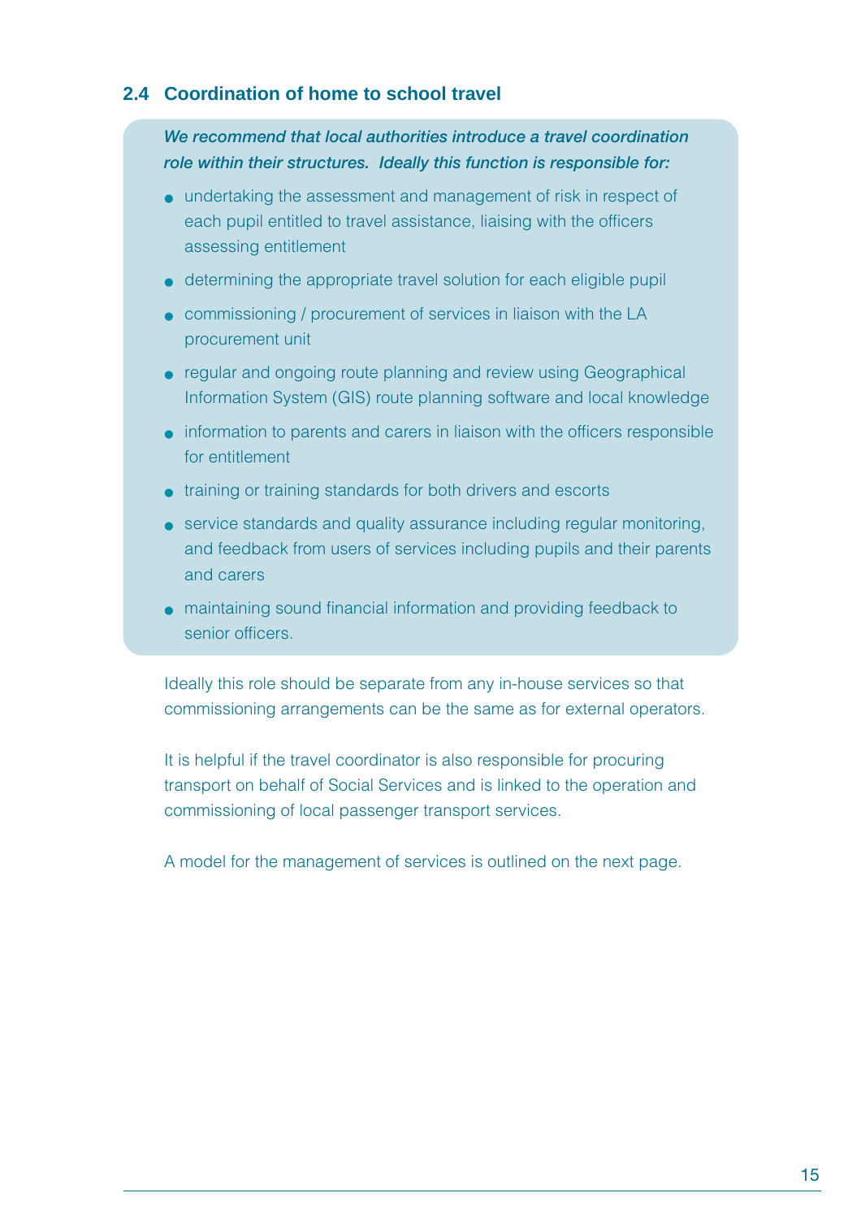## 2.4 Coordination of home to school travel

***We recommend that local authorities introduce a travel coordination role within their structures. Ideally this function is responsible for:***

- undertaking the assessment and management of risk in respect of each pupil entitled to travel assistance, liaising with the officers assessing entitlement
- determining the appropriate travel solution for each eligible pupil
- commissioning / procurement of services in liaison with the LA procurement unit
- regular and ongoing route planning and review using Geographical Information System (GIS) route planning software and local knowledge
- information to parents and carers in liaison with the officers responsible for entitlement
- training or training standards for both drivers and escorts
- service standards and quality assurance including regular monitoring, and feedback from users of services including pupils and their parents and carers
- maintaining sound financial information and providing feedback to senior officers.

Ideally this role should be separate from any in-house services so that commissioning arrangements can be the same as for external operators.

It is helpful if the travel coordinator is also responsible for procuring transport on behalf of Social Services and is linked to the operation and commissioning of local passenger transport services.

A model for the management of services is outlined on the next page.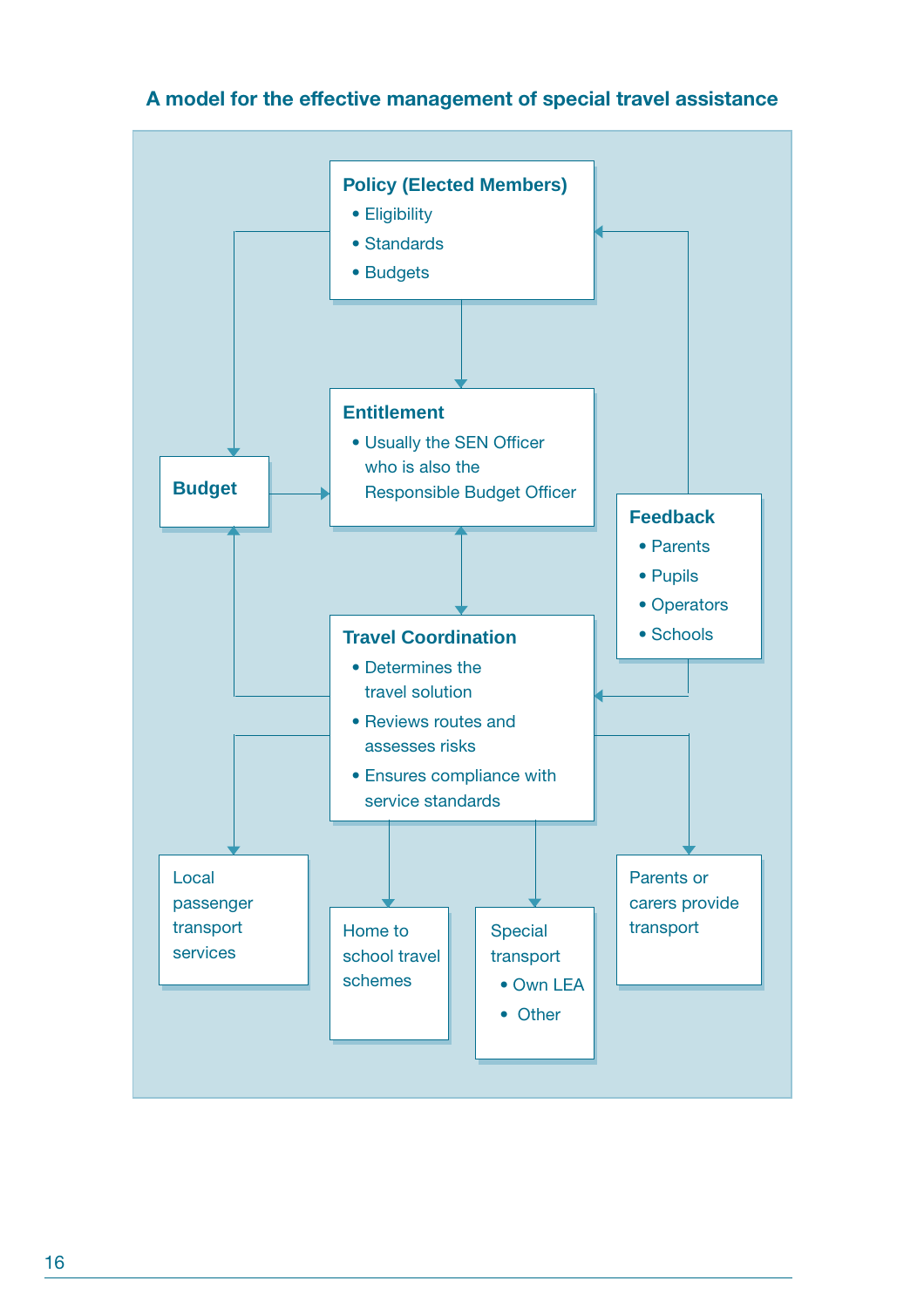### A model for the effective management of special travel assistance

**Policy (Elected Members)**
- Eligibility
- Standards
- Budgets

**Entitlement**
- Usually the SEN Officer who is also the Responsible Budget Officer

**Budget**

**Feedback**
- Parents
- Pupils
- Operators
- Schools

**Travel Coordination**
- Determines the travel solution
- Reviews routes and assesses risks
- Ensures compliance with service standards

Local passenger transport services

Home to school travel schemes

Special transport
- Own LEA
- Other

Parents or carers provide transport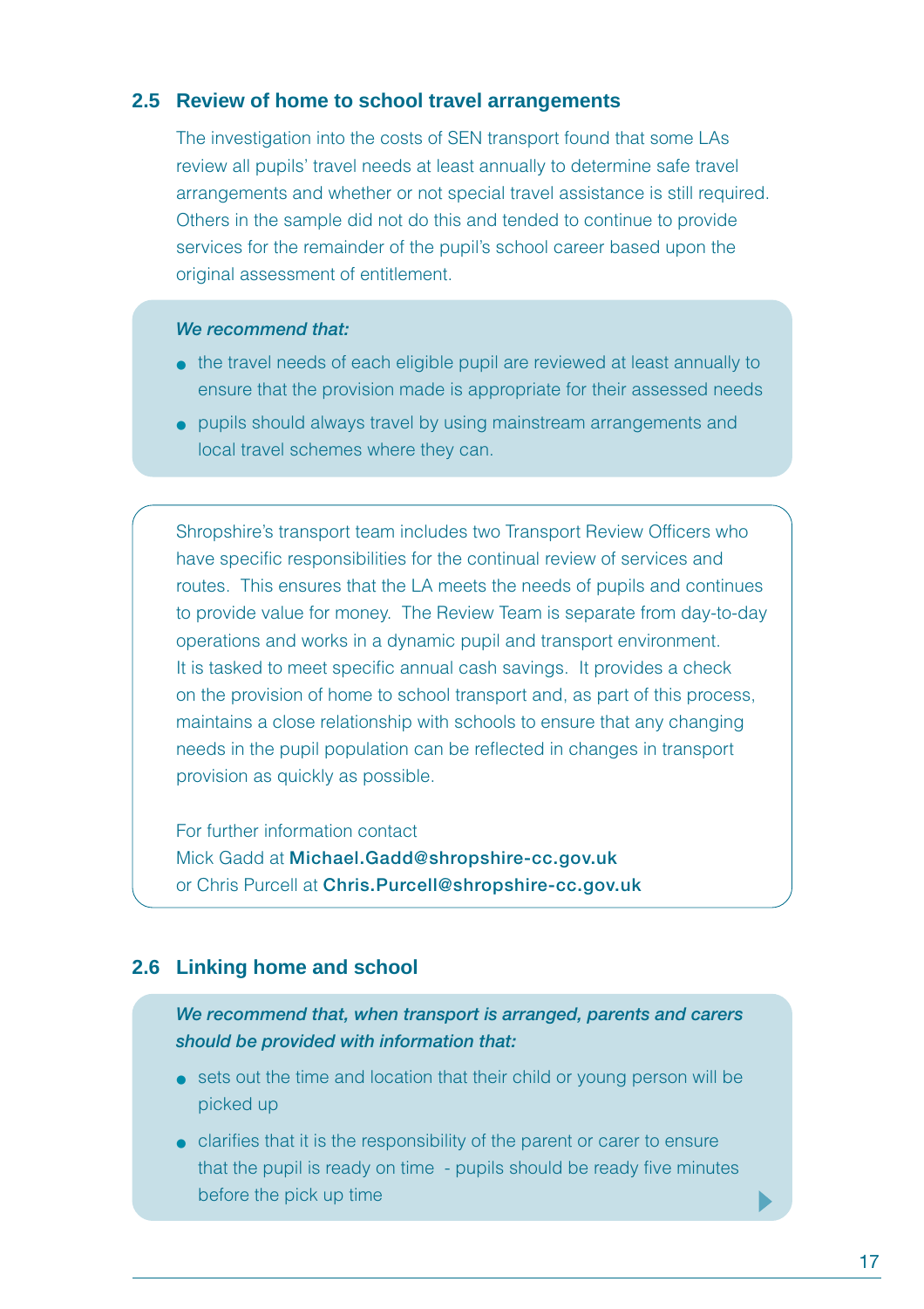## 2.5 Review of home to school travel arrangements

The investigation into the costs of SEN transport found that some LAs review all pupils' travel needs at least annually to determine safe travel arrangements and whether or not special travel assistance is still required. Others in the sample did not do this and tended to continue to provide services for the remainder of the pupil's school career based upon the original assessment of entitlement.

***We recommend that:***

- the travel needs of each eligible pupil are reviewed at least annually to ensure that the provision made is appropriate for their assessed needs
- pupils should always travel by using mainstream arrangements and local travel schemes where they can.

Shropshire's transport team includes two Transport Review Officers who have specific responsibilities for the continual review of services and routes. This ensures that the LA meets the needs of pupils and continues to provide value for money. The Review Team is separate from day-to-day operations and works in a dynamic pupil and transport environment. It is tasked to meet specific annual cash savings. It provides a check on the provision of home to school transport and, as part of this process, maintains a close relationship with schools to ensure that any changing needs in the pupil population can be reflected in changes in transport provision as quickly as possible.

For further information contact
Mick Gadd at **Michael.Gadd@shropshire-cc.gov.uk**
or Chris Purcell at **Chris.Purcell@shropshire-cc.gov.uk**

## 2.6 Linking home and school

***We recommend that, when transport is arranged, parents and carers should be provided with information that:***

- sets out the time and location that their child or young person will be picked up
- clarifies that it is the responsibility of the parent or carer to ensure that the pupil is ready on time - pupils should be ready five minutes before the pick up time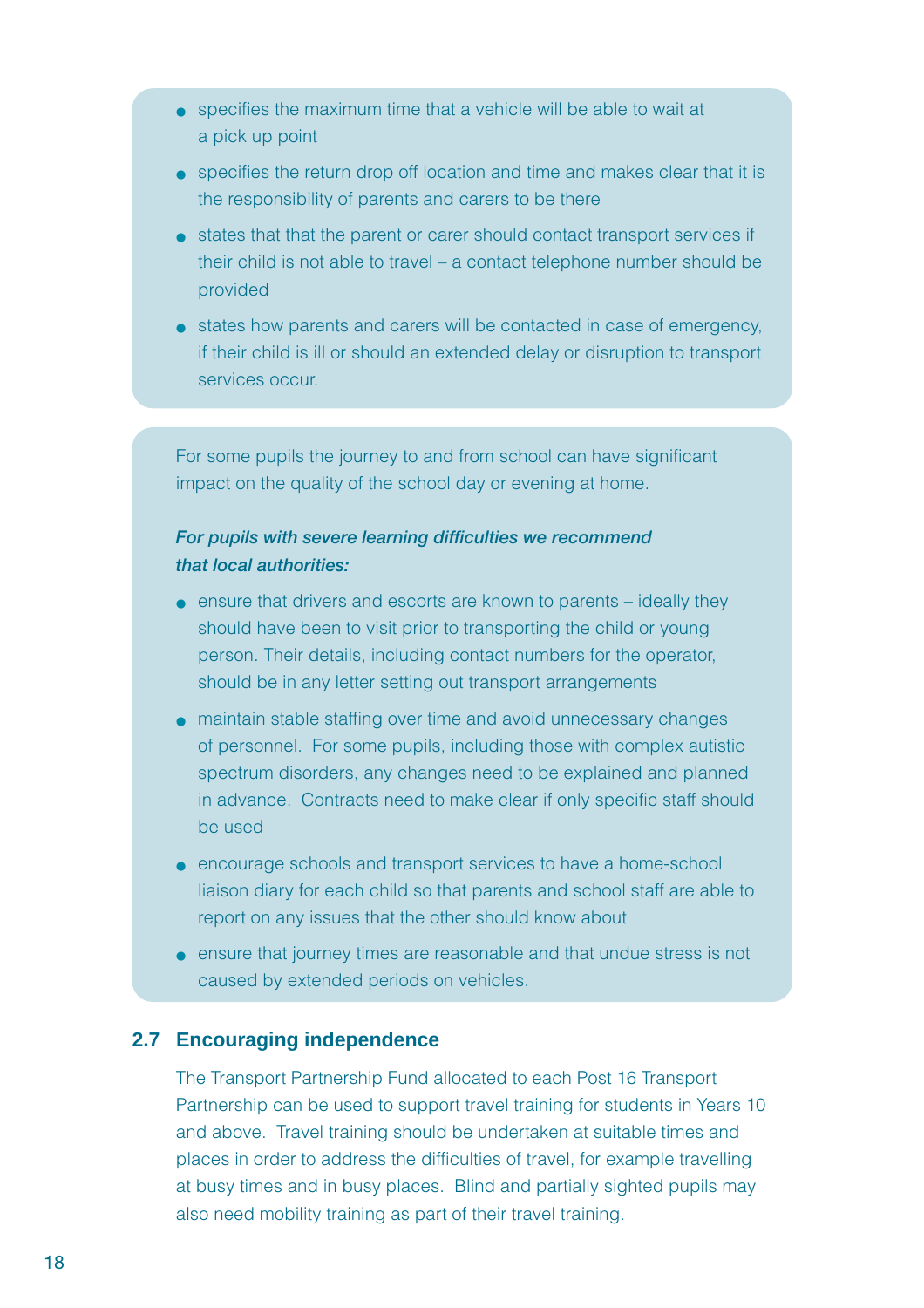- specifies the maximum time that a vehicle will be able to wait at a pick up point
- specifies the return drop off location and time and makes clear that it is the responsibility of parents and carers to be there
- states that that the parent or carer should contact transport services if their child is not able to travel – a contact telephone number should be provided
- states how parents and carers will be contacted in case of emergency, if their child is ill or should an extended delay or disruption to transport services occur.

For some pupils the journey to and from school can have significant impact on the quality of the school day or evening at home.

***For pupils with severe learning difficulties we recommend that local authorities:***

- ensure that drivers and escorts are known to parents – ideally they should have been to visit prior to transporting the child or young person. Their details, including contact numbers for the operator, should be in any letter setting out transport arrangements
- maintain stable staffing over time and avoid unnecessary changes of personnel. For some pupils, including those with complex autistic spectrum disorders, any changes need to be explained and planned in advance. Contracts need to make clear if only specific staff should be used
- encourage schools and transport services to have a home-school liaison diary for each child so that parents and school staff are able to report on any issues that the other should know about
- ensure that journey times are reasonable and that undue stress is not caused by extended periods on vehicles.

## 2.7 Encouraging independence

The Transport Partnership Fund allocated to each Post 16 Transport Partnership can be used to support travel training for students in Years 10 and above. Travel training should be undertaken at suitable times and places in order to address the difficulties of travel, for example travelling at busy times and in busy places. Blind and partially sighted pupils may also need mobility training as part of their travel training.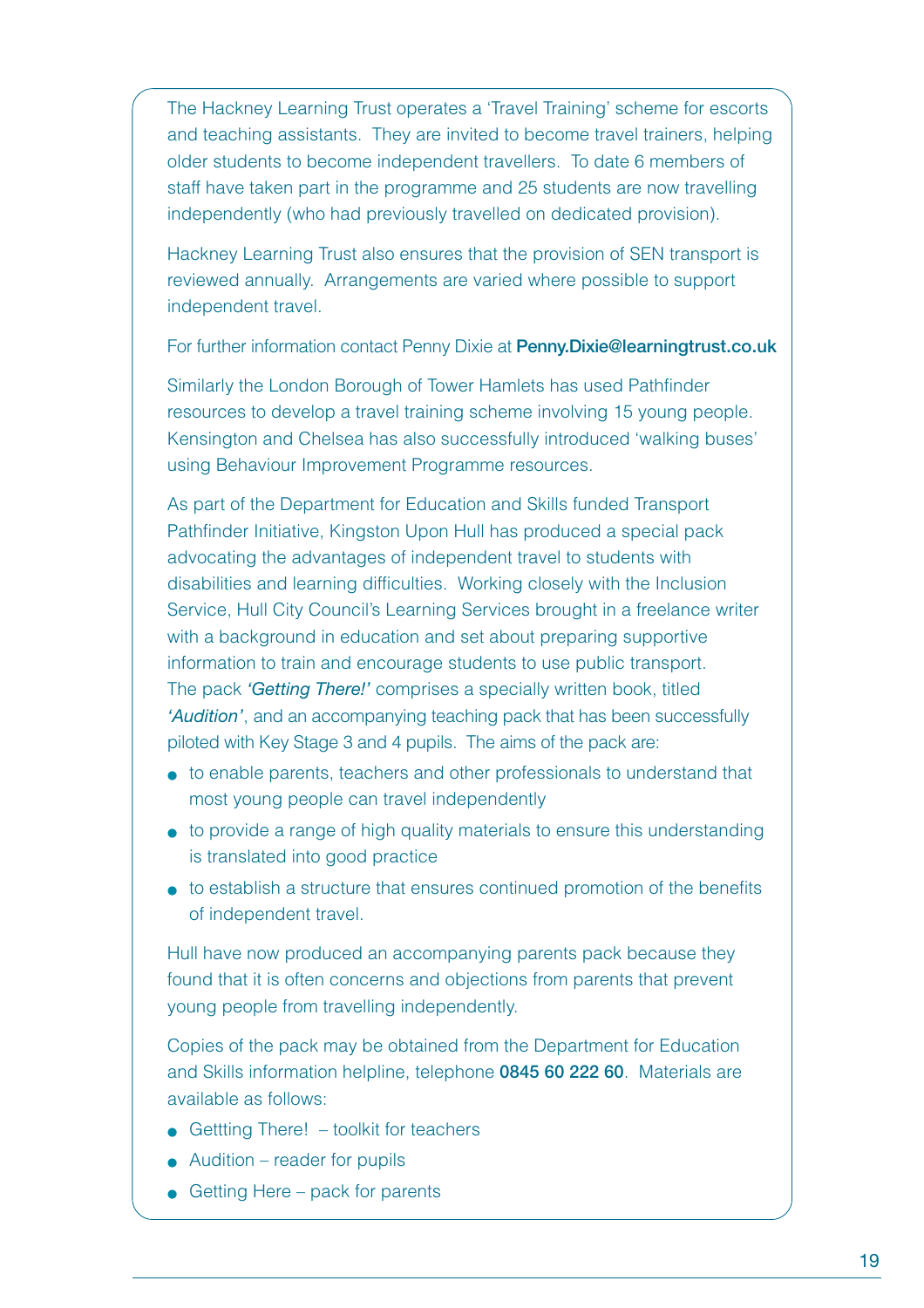The Hackney Learning Trust operates a 'Travel Training' scheme for escorts and teaching assistants. They are invited to become travel trainers, helping older students to become independent travellers. To date 6 members of staff have taken part in the programme and 25 students are now travelling independently (who had previously travelled on dedicated provision).

Hackney Learning Trust also ensures that the provision of SEN transport is reviewed annually. Arrangements are varied where possible to support independent travel.

For further information contact Penny Dixie at **Penny.Dixie@learningtrust.co.uk**

Similarly the London Borough of Tower Hamlets has used Pathfinder resources to develop a travel training scheme involving 15 young people. Kensington and Chelsea has also successfully introduced 'walking buses' using Behaviour Improvement Programme resources.

As part of the Department for Education and Skills funded Transport Pathfinder Initiative, Kingston Upon Hull has produced a special pack advocating the advantages of independent travel to students with disabilities and learning difficulties. Working closely with the Inclusion Service, Hull City Council's Learning Services brought in a freelance writer with a background in education and set about preparing supportive information to train and encourage students to use public transport. The pack *'Getting There!'* comprises a specially written book, titled *'Audition'*, and an accompanying teaching pack that has been successfully piloted with Key Stage 3 and 4 pupils. The aims of the pack are:

- to enable parents, teachers and other professionals to understand that most young people can travel independently
- to provide a range of high quality materials to ensure this understanding is translated into good practice
- to establish a structure that ensures continued promotion of the benefits of independent travel.

Hull have now produced an accompanying parents pack because they found that it is often concerns and objections from parents that prevent young people from travelling independently.

Copies of the pack may be obtained from the Department for Education and Skills information helpline, telephone **0845 60 222 60**. Materials are available as follows:

- Gettting There! – toolkit for teachers
- Audition – reader for pupils
- Getting Here – pack for parents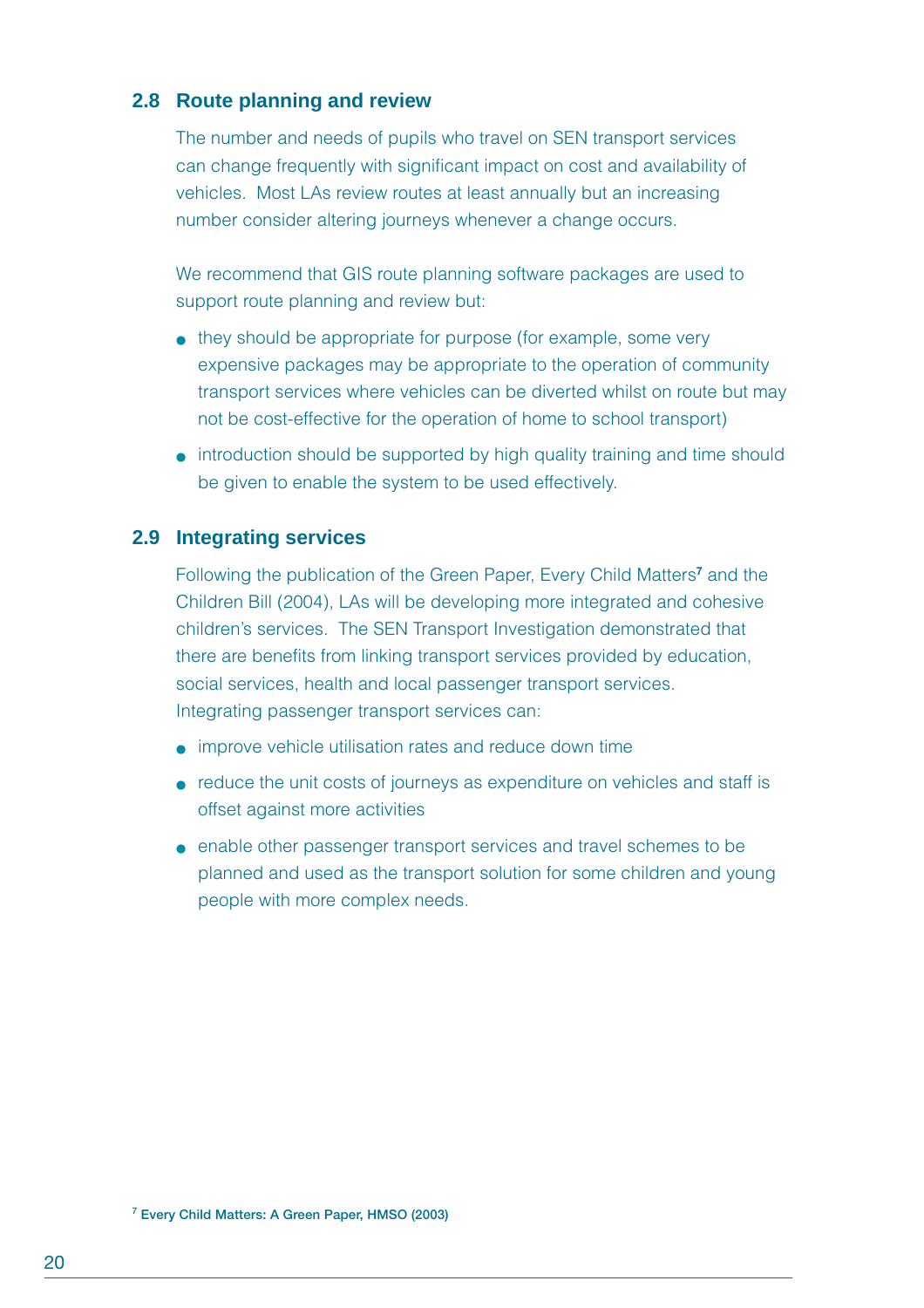## 2.8 Route planning and review

The number and needs of pupils who travel on SEN transport services can change frequently with significant impact on cost and availability of vehicles. Most LAs review routes at least annually but an increasing number consider altering journeys whenever a change occurs.

We recommend that GIS route planning software packages are used to support route planning and review but:

- they should be appropriate for purpose (for example, some very expensive packages may be appropriate to the operation of community transport services where vehicles can be diverted whilst on route but may not be cost-effective for the operation of home to school transport)
- introduction should be supported by high quality training and time should be given to enable the system to be used effectively.

## 2.9 Integrating services

Following the publication of the Green Paper, Every Child Matters[7] and the Children Bill (2004), LAs will be developing more integrated and cohesive children's services. The SEN Transport Investigation demonstrated that there are benefits from linking transport services provided by education, social services, health and local passenger transport services. Integrating passenger transport services can:

- improve vehicle utilisation rates and reduce down time
- reduce the unit costs of journeys as expenditure on vehicles and staff is offset against more activities
- enable other passenger transport services and travel schemes to be planned and used as the transport solution for some children and young people with more complex needs.

[7] **Every Child Matters: A Green Paper, HMSO (2003)**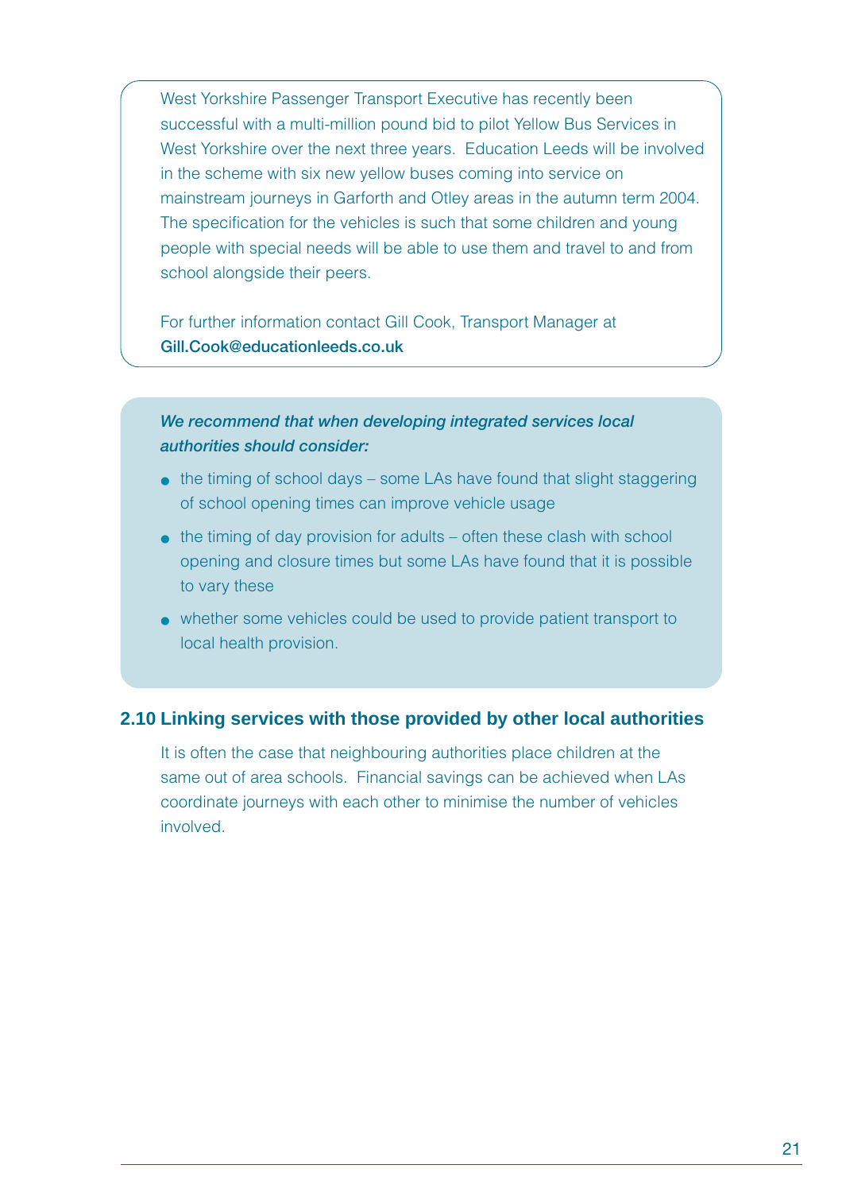West Yorkshire Passenger Transport Executive has recently been successful with a multi-million pound bid to pilot Yellow Bus Services in West Yorkshire over the next three years. Education Leeds will be involved in the scheme with six new yellow buses coming into service on mainstream journeys in Garforth and Otley areas in the autumn term 2004. The specification for the vehicles is such that some children and young people with special needs will be able to use them and travel to and from school alongside their peers.

For further information contact Gill Cook, Transport Manager at **Gill.Cook@educationleeds.co.uk**

***We recommend that when developing integrated services local authorities should consider:***

- the timing of school days – some LAs have found that slight staggering of school opening times can improve vehicle usage
- the timing of day provision for adults – often these clash with school opening and closure times but some LAs have found that it is possible to vary these
- whether some vehicles could be used to provide patient transport to local health provision.

## 2.10 Linking services with those provided by other local authorities

It is often the case that neighbouring authorities place children at the same out of area schools. Financial savings can be achieved when LAs coordinate journeys with each other to minimise the number of vehicles involved.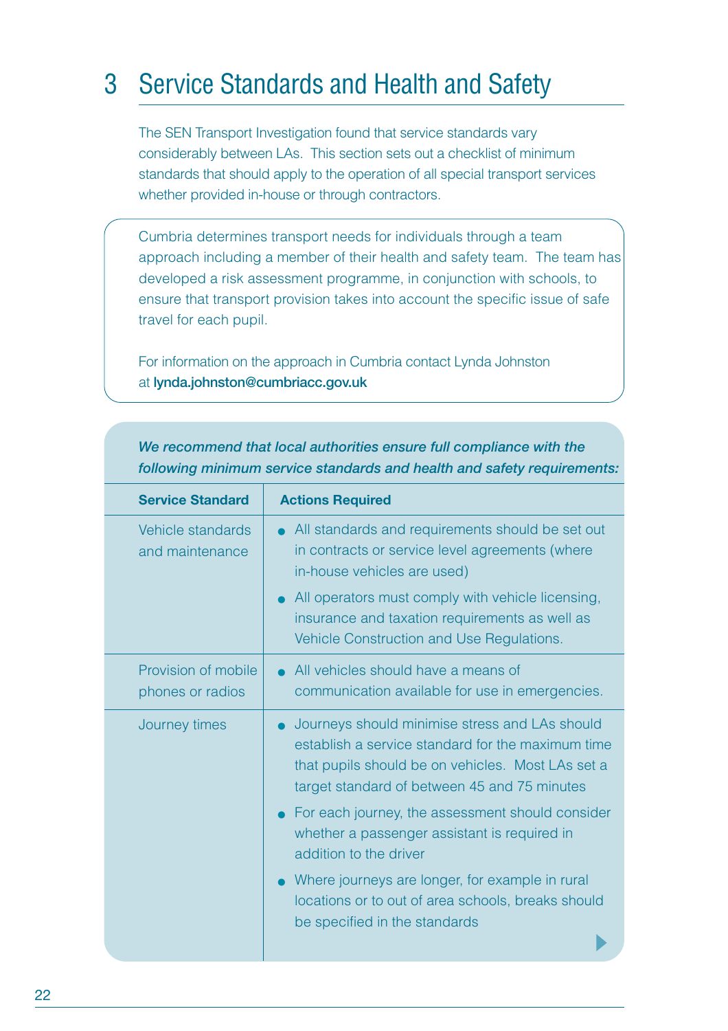# 3 Service Standards and Health and Safety

The SEN Transport Investigation found that service standards vary considerably between LAs. This section sets out a checklist of minimum standards that should apply to the operation of all special transport services whether provided in-house or through contractors.

Cumbria determines transport needs for individuals through a team approach including a member of their health and safety team. The team has developed a risk assessment programme, in conjunction with schools, to ensure that transport provision takes into account the specific issue of safe travel for each pupil.

For information on the approach in Cumbria contact Lynda Johnston at **lynda.johnston@cumbriacc.gov.uk**

***We recommend that local authorities ensure full compliance with the following minimum service standards and health and safety requirements:***

| **Service Standard** | **Actions Required** |
|---|---|
| Vehicle standards and maintenance | • All standards and requirements should be set out in contracts or service level agreements (where in-house vehicles are used)<br>• All operators must comply with vehicle licensing, insurance and taxation requirements as well as Vehicle Construction and Use Regulations. |
| Provision of mobile phones or radios | • All vehicles should have a means of communication available for use in emergencies. |
| Journey times | • Journeys should minimise stress and LAs should establish a service standard for the maximum time that pupils should be on vehicles. Most LAs set a target standard of between 45 and 75 minutes<br>• For each journey, the assessment should consider whether a passenger assistant is required in addition to the driver<br>• Where journeys are longer, for example in rural locations or to out of area schools, breaks should be specified in the standards |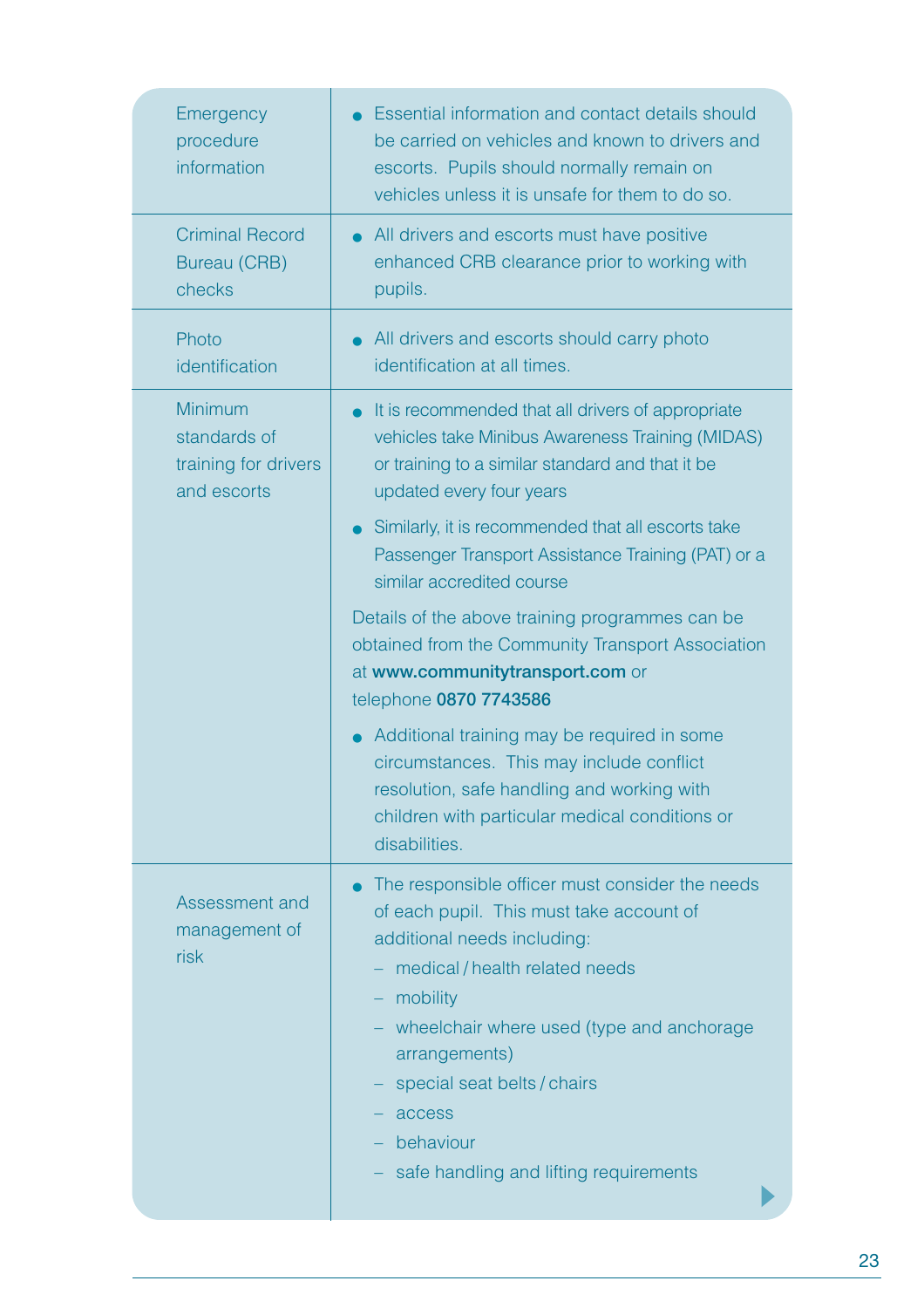| | |
|---|---|
| Emergency procedure information | • Essential information and contact details should be carried on vehicles and known to drivers and escorts. Pupils should normally remain on vehicles unless it is unsafe for them to do so. |
| Criminal Record Bureau (CRB) checks | • All drivers and escorts must have positive enhanced CRB clearance prior to working with pupils. |
| Photo identification | • All drivers and escorts should carry photo identification at all times. |
| Minimum standards of training for drivers and escorts | • It is recommended that all drivers of appropriate vehicles take Minibus Awareness Training (MIDAS) or training to a similar standard and that it be updated every four years<br>• Similarly, it is recommended that all escorts take Passenger Transport Assistance Training (PAT) or a similar accredited course<br>Details of the above training programmes can be obtained from the Community Transport Association at **www.communitytransport.com** or telephone **0870 7743586**<br>• Additional training may be required in some circumstances. This may include conflict resolution, safe handling and working with children with particular medical conditions or disabilities. |
| Assessment and management of risk | • The responsible officer must consider the needs of each pupil. This must take account of additional needs including:<br>– medical / health related needs<br>– mobility<br>– wheelchair where used (type and anchorage arrangements)<br>– special seat belts / chairs<br>– access<br>– behaviour<br>– safe handling and lifting requirements |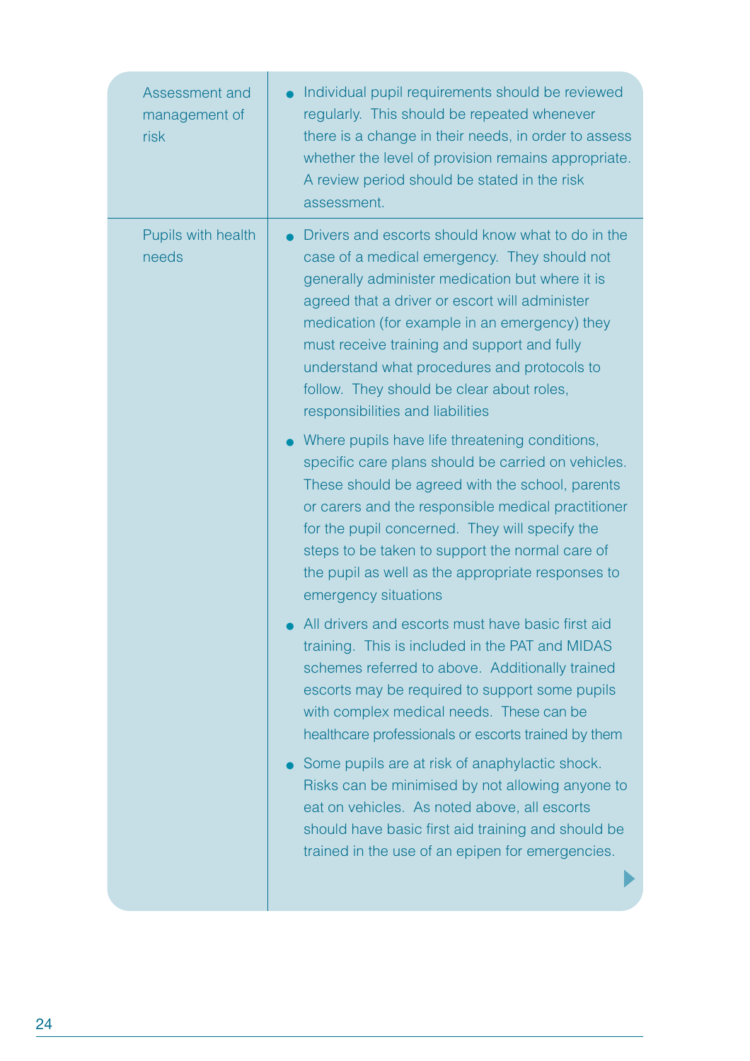| | |
|---|---|
| Assessment and management of risk | • Individual pupil requirements should be reviewed regularly. This should be repeated whenever there is a change in their needs, in order to assess whether the level of provision remains appropriate. A review period should be stated in the risk assessment. |
| Pupils with health needs | • Drivers and escorts should know what to do in the case of a medical emergency. They should not generally administer medication but where it is agreed that a driver or escort will administer medication (for example in an emergency) they must receive training and support and fully understand what procedures and protocols to follow. They should be clear about roles, responsibilities and liabilities<br><br>• Where pupils have life threatening conditions, specific care plans should be carried on vehicles. These should be agreed with the school, parents or carers and the responsible medical practitioner for the pupil concerned. They will specify the steps to be taken to support the normal care of the pupil as well as the appropriate responses to emergency situations<br><br>• All drivers and escorts must have basic first aid training. This is included in the PAT and MIDAS schemes referred to above. Additionally trained escorts may be required to support some pupils with complex medical needs. These can be healthcare professionals or escorts trained by them<br><br>• Some pupils are at risk of anaphylactic shock. Risks can be minimised by not allowing anyone to eat on vehicles. As noted above, all escorts should have basic first aid training and should be trained in the use of an epipen for emergencies. |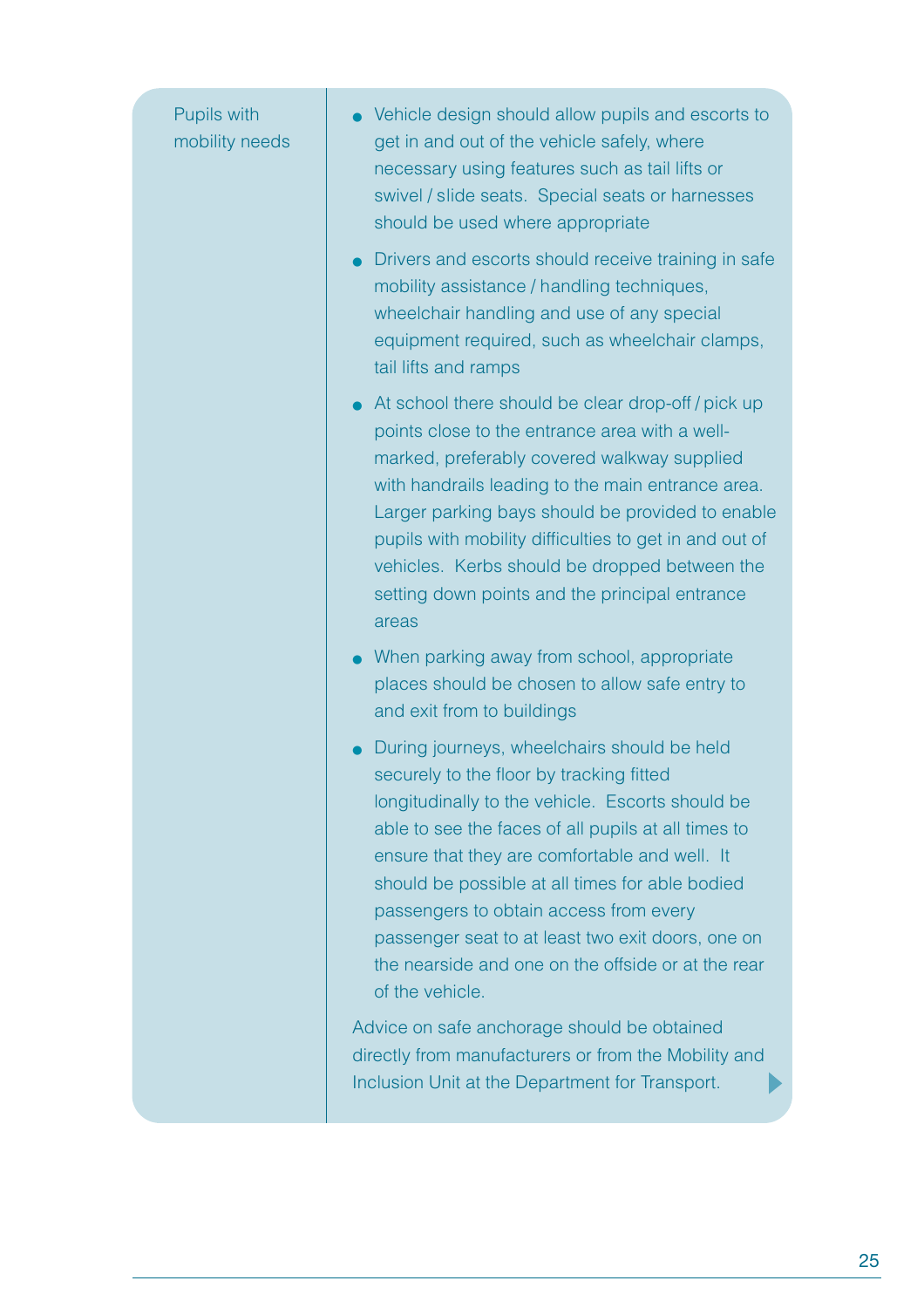| | |
|---|---|
| Pupils with mobility needs | • Vehicle design should allow pupils and escorts to get in and out of the vehicle safely, where necessary using features such as tail lifts or swivel / slide seats. Special seats or harnesses should be used where appropriate<br>• Drivers and escorts should receive training in safe mobility assistance / handling techniques, wheelchair handling and use of any special equipment required, such as wheelchair clamps, tail lifts and ramps<br>• At school there should be clear drop-off / pick up points close to the entrance area with a well-marked, preferably covered walkway supplied with handrails leading to the main entrance area. Larger parking bays should be provided to enable pupils with mobility difficulties to get in and out of vehicles. Kerbs should be dropped between the setting down points and the principal entrance areas<br>• When parking away from school, appropriate places should be chosen to allow safe entry to and exit from to buildings<br>• During journeys, wheelchairs should be held securely to the floor by tracking fitted longitudinally to the vehicle. Escorts should be able to see the faces of all pupils at all times to ensure that they are comfortable and well. It should be possible at all times for able bodied passengers to obtain access from every passenger seat to at least two exit doors, one on the nearside and one on the offside or at the rear of the vehicle.<br><br>Advice on safe anchorage should be obtained directly from manufacturers or from the Mobility and Inclusion Unit at the Department for Transport. |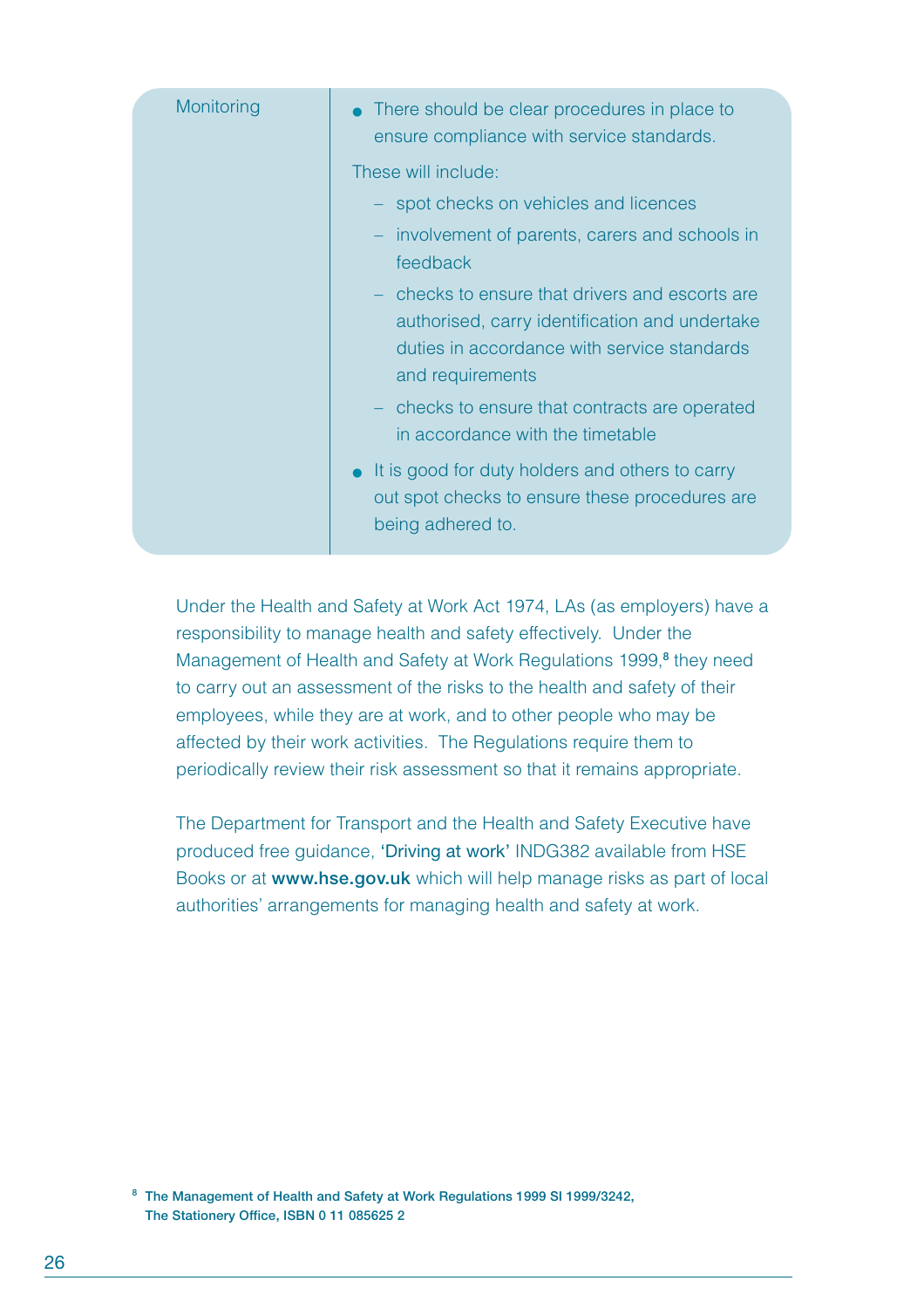| | |
|---|---|
| Monitoring | • There should be clear procedures in place to ensure compliance with service standards.<br><br>These will include:<br>– spot checks on vehicles and licences<br>– involvement of parents, carers and schools in feedback<br>– checks to ensure that drivers and escorts are authorised, carry identification and undertake duties in accordance with service standards and requirements<br>– checks to ensure that contracts are operated in accordance with the timetable<br><br>• It is good for duty holders and others to carry out spot checks to ensure these procedures are being adhered to. |

Under the Health and Safety at Work Act 1974, LAs (as employers) have a responsibility to manage health and safety effectively. Under the Management of Health and Safety at Work Regulations 1999,[8] they need to carry out an assessment of the risks to the health and safety of their employees, while they are at work, and to other people who may be affected by their work activities. The Regulations require them to periodically review their risk assessment so that it remains appropriate.

The Department for Transport and the Health and Safety Executive have produced free guidance, 'Driving at work' INDG382 available from HSE Books or at **www.hse.gov.uk** which will help manage risks as part of local authorities' arrangements for managing health and safety at work.

[8] **The Management of Health and Safety at Work Regulations 1999 SI 1999/3242, The Stationery Office, ISBN 0 11 085625 2**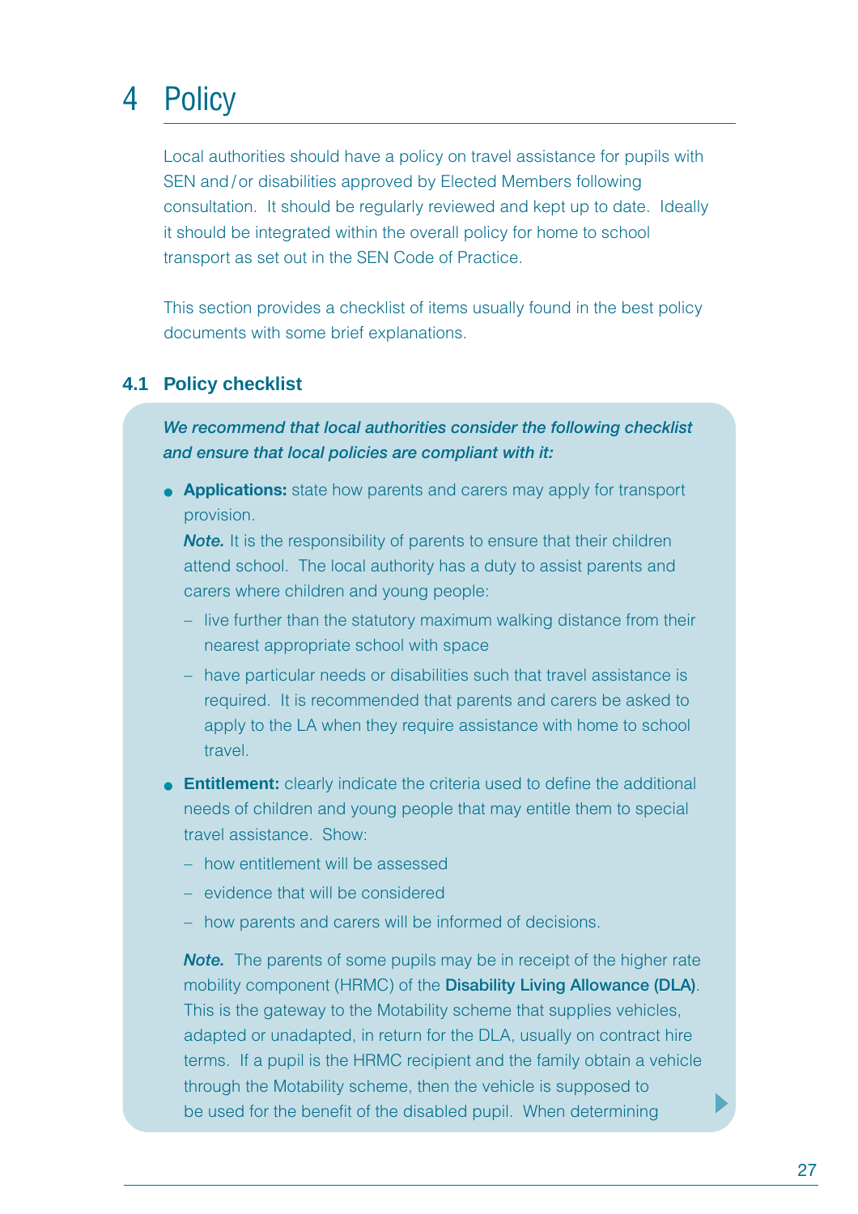# 4 Policy

Local authorities should have a policy on travel assistance for pupils with SEN and / or disabilities approved by Elected Members following consultation. It should be regularly reviewed and kept up to date. Ideally it should be integrated within the overall policy for home to school transport as set out in the SEN Code of Practice.

This section provides a checklist of items usually found in the best policy documents with some brief explanations.

## 4.1 Policy checklist

***We recommend that local authorities consider the following checklist and ensure that local policies are compliant with it:***

- **Applications:** state how parents and carers may apply for transport provision.
  ***Note.*** It is the responsibility of parents to ensure that their children attend school. The local authority has a duty to assist parents and carers where children and young people:
  - live further than the statutory maximum walking distance from their nearest appropriate school with space
  - have particular needs or disabilities such that travel assistance is required. It is recommended that parents and carers be asked to apply to the LA when they require assistance with home to school travel.
- **Entitlement:** clearly indicate the criteria used to define the additional needs of children and young people that may entitle them to special travel assistance. Show:
  - how entitlement will be assessed
  - evidence that will be considered
  - how parents and carers will be informed of decisions.

  ***Note.*** The parents of some pupils may be in receipt of the higher rate mobility component (HRMC) of the **Disability Living Allowance (DLA)**. This is the gateway to the Motability scheme that supplies vehicles, adapted or unadapted, in return for the DLA, usually on contract hire terms. If a pupil is the HRMC recipient and the family obtain a vehicle through the Motability scheme, then the vehicle is supposed to be used for the benefit of the disabled pupil. When determining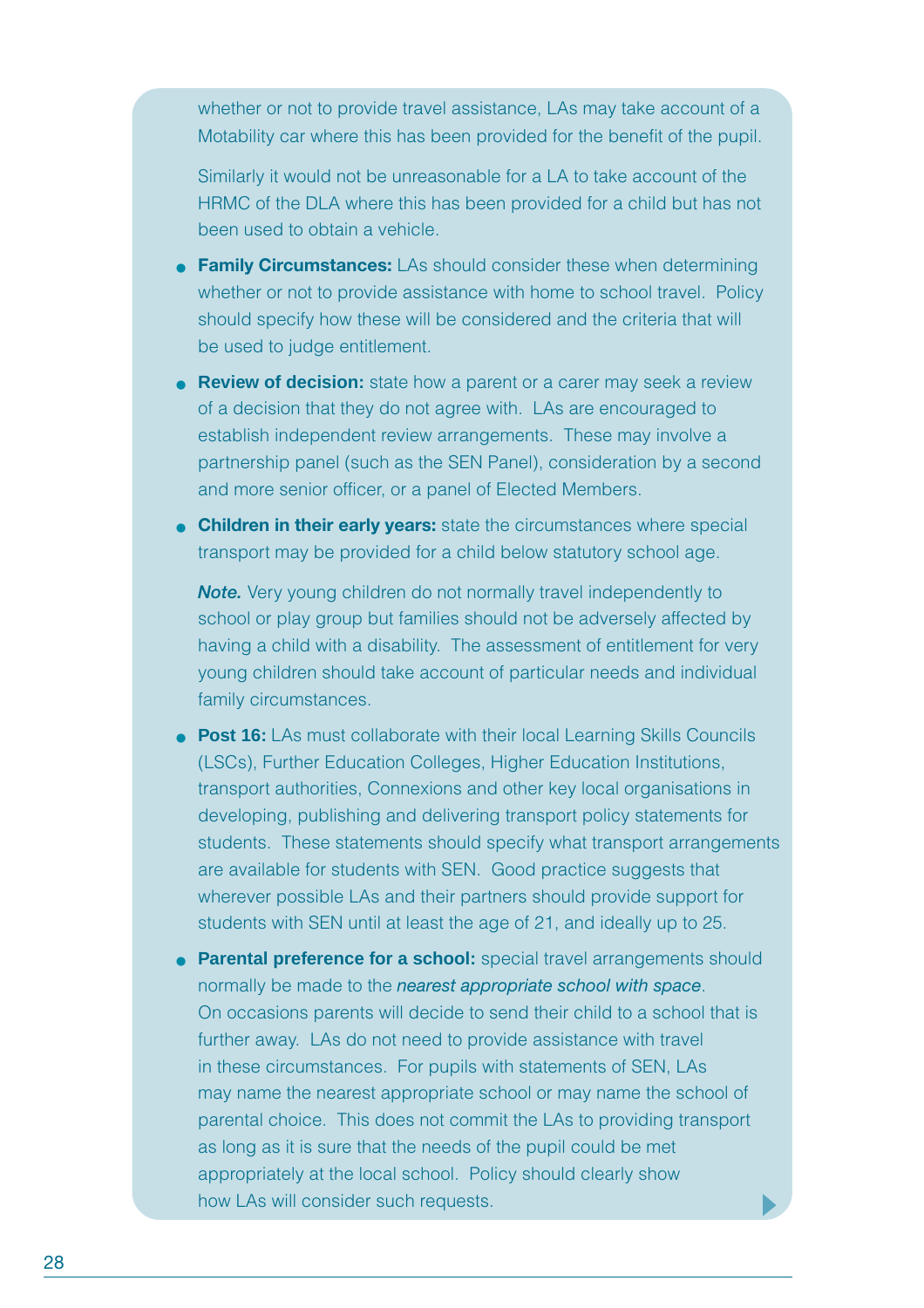whether or not to provide travel assistance, LAs may take account of a Motability car where this has been provided for the benefit of the pupil.

Similarly it would not be unreasonable for a LA to take account of the HRMC of the DLA where this has been provided for a child but has not been used to obtain a vehicle.

- **Family Circumstances:** LAs should consider these when determining whether or not to provide assistance with home to school travel. Policy should specify how these will be considered and the criteria that will be used to judge entitlement.
- **Review of decision:** state how a parent or a carer may seek a review of a decision that they do not agree with. LAs are encouraged to establish independent review arrangements. These may involve a partnership panel (such as the SEN Panel), consideration by a second and more senior officer, or a panel of Elected Members.
- **Children in their early years:** state the circumstances where special transport may be provided for a child below statutory school age.

  ***Note.*** Very young children do not normally travel independently to school or play group but families should not be adversely affected by having a child with a disability. The assessment of entitlement for very young children should take account of particular needs and individual family circumstances.
- **Post 16:** LAs must collaborate with their local Learning Skills Councils (LSCs), Further Education Colleges, Higher Education Institutions, transport authorities, Connexions and other key local organisations in developing, publishing and delivering transport policy statements for students. These statements should specify what transport arrangements are available for students with SEN. Good practice suggests that wherever possible LAs and their partners should provide support for students with SEN until at least the age of 21, and ideally up to 25.
- **Parental preference for a school:** special travel arrangements should normally be made to the *nearest appropriate school with space*. On occasions parents will decide to send their child to a school that is further away. LAs do not need to provide assistance with travel in these circumstances. For pupils with statements of SEN, LAs may name the nearest appropriate school or may name the school of parental choice. This does not commit the LAs to providing transport as long as it is sure that the needs of the pupil could be met appropriately at the local school. Policy should clearly show how LAs will consider such requests.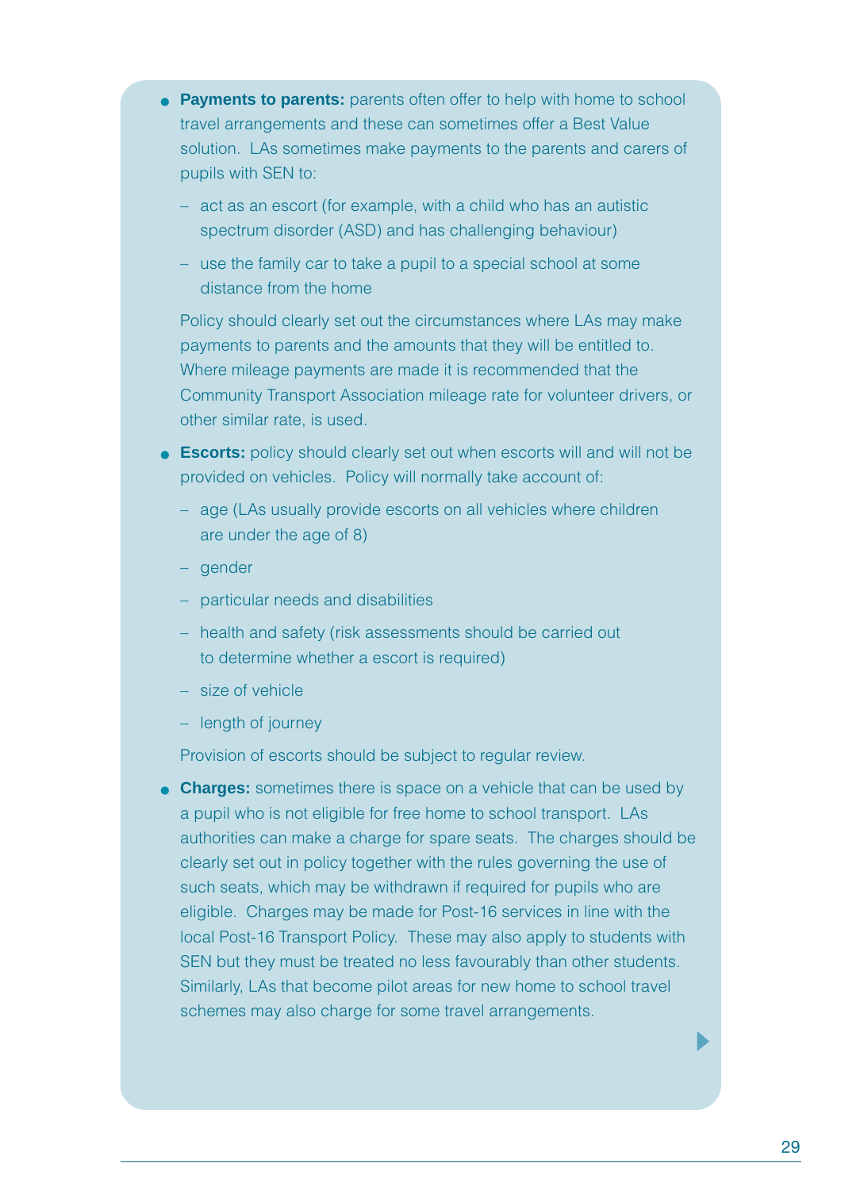- **Payments to parents:** parents often offer to help with home to school travel arrangements and these can sometimes offer a Best Value solution. LAs sometimes make payments to the parents and carers of pupils with SEN to:
  - act as an escort (for example, with a child who has an autistic spectrum disorder (ASD) and has challenging behaviour)
  - use the family car to take a pupil to a special school at some distance from the home

  Policy should clearly set out the circumstances where LAs may make payments to parents and the amounts that they will be entitled to. Where mileage payments are made it is recommended that the Community Transport Association mileage rate for volunteer drivers, or other similar rate, is used.

- **Escorts:** policy should clearly set out when escorts will and will not be provided on vehicles. Policy will normally take account of:
  - age (LAs usually provide escorts on all vehicles where children are under the age of 8)
  - gender
  - particular needs and disabilities
  - health and safety (risk assessments should be carried out to determine whether a escort is required)
  - size of vehicle
  - length of journey

  Provision of escorts should be subject to regular review.

- **Charges:** sometimes there is space on a vehicle that can be used by a pupil who is not eligible for free home to school transport. LAs authorities can make a charge for spare seats. The charges should be clearly set out in policy together with the rules governing the use of such seats, which may be withdrawn if required for pupils who are eligible. Charges may be made for Post-16 services in line with the local Post-16 Transport Policy. These may also apply to students with SEN but they must be treated no less favourably than other students. Similarly, LAs that become pilot areas for new home to school travel schemes may also charge for some travel arrangements.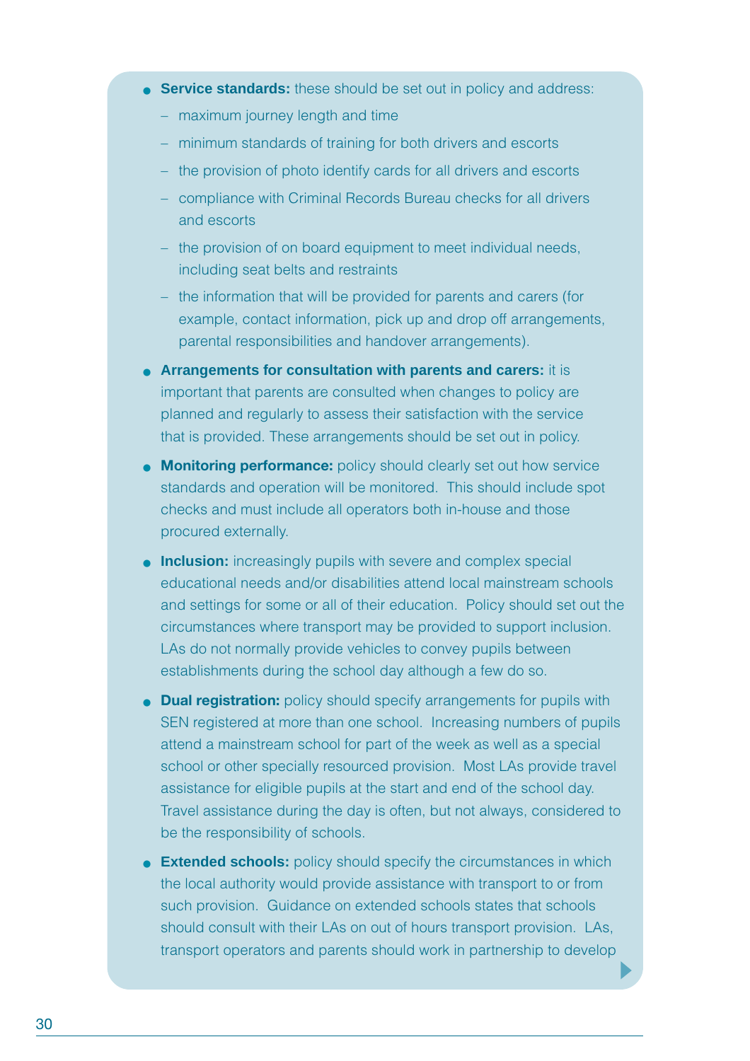- **Service standards:** these should be set out in policy and address:
  - maximum journey length and time
  - minimum standards of training for both drivers and escorts
  - the provision of photo identify cards for all drivers and escorts
  - compliance with Criminal Records Bureau checks for all drivers and escorts
  - the provision of on board equipment to meet individual needs, including seat belts and restraints
  - the information that will be provided for parents and carers (for example, contact information, pick up and drop off arrangements, parental responsibilities and handover arrangements).
- **Arrangements for consultation with parents and carers:** it is important that parents are consulted when changes to policy are planned and regularly to assess their satisfaction with the service that is provided. These arrangements should be set out in policy.
- **Monitoring performance:** policy should clearly set out how service standards and operation will be monitored. This should include spot checks and must include all operators both in-house and those procured externally.
- **Inclusion:** increasingly pupils with severe and complex special educational needs and/or disabilities attend local mainstream schools and settings for some or all of their education. Policy should set out the circumstances where transport may be provided to support inclusion. LAs do not normally provide vehicles to convey pupils between establishments during the school day although a few do so.
- **Dual registration:** policy should specify arrangements for pupils with SEN registered at more than one school. Increasing numbers of pupils attend a mainstream school for part of the week as well as a special school or other specially resourced provision. Most LAs provide travel assistance for eligible pupils at the start and end of the school day. Travel assistance during the day is often, but not always, considered to be the responsibility of schools.
- **Extended schools:** policy should specify the circumstances in which the local authority would provide assistance with transport to or from such provision. Guidance on extended schools states that schools should consult with their LAs on out of hours transport provision. LAs, transport operators and parents should work in partnership to develop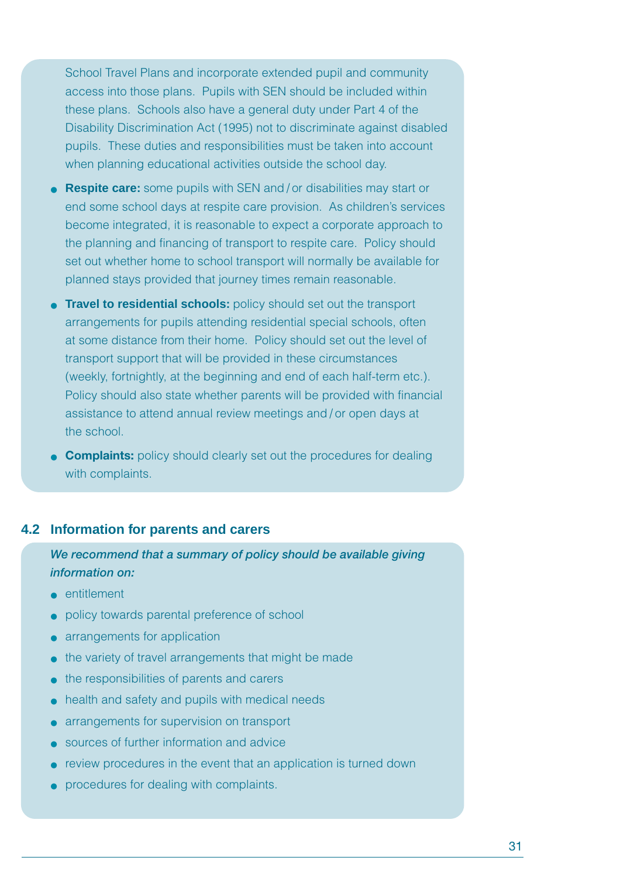School Travel Plans and incorporate extended pupil and community access into those plans. Pupils with SEN should be included within these plans. Schools also have a general duty under Part 4 of the Disability Discrimination Act (1995) not to discriminate against disabled pupils. These duties and responsibilities must be taken into account when planning educational activities outside the school day.

- **Respite care:** some pupils with SEN and / or disabilities may start or end some school days at respite care provision. As children's services become integrated, it is reasonable to expect a corporate approach to the planning and financing of transport to respite care. Policy should set out whether home to school transport will normally be available for planned stays provided that journey times remain reasonable.
- **Travel to residential schools:** policy should set out the transport arrangements for pupils attending residential special schools, often at some distance from their home. Policy should set out the level of transport support that will be provided in these circumstances (weekly, fortnightly, at the beginning and end of each half-term etc.). Policy should also state whether parents will be provided with financial assistance to attend annual review meetings and / or open days at the school.
- **Complaints:** policy should clearly set out the procedures for dealing with complaints.

## 4.2 Information for parents and carers

***We recommend that a summary of policy should be available giving information on:***

- entitlement
- policy towards parental preference of school
- arrangements for application
- the variety of travel arrangements that might be made
- the responsibilities of parents and carers
- health and safety and pupils with medical needs
- arrangements for supervision on transport
- sources of further information and advice
- review procedures in the event that an application is turned down
- procedures for dealing with complaints.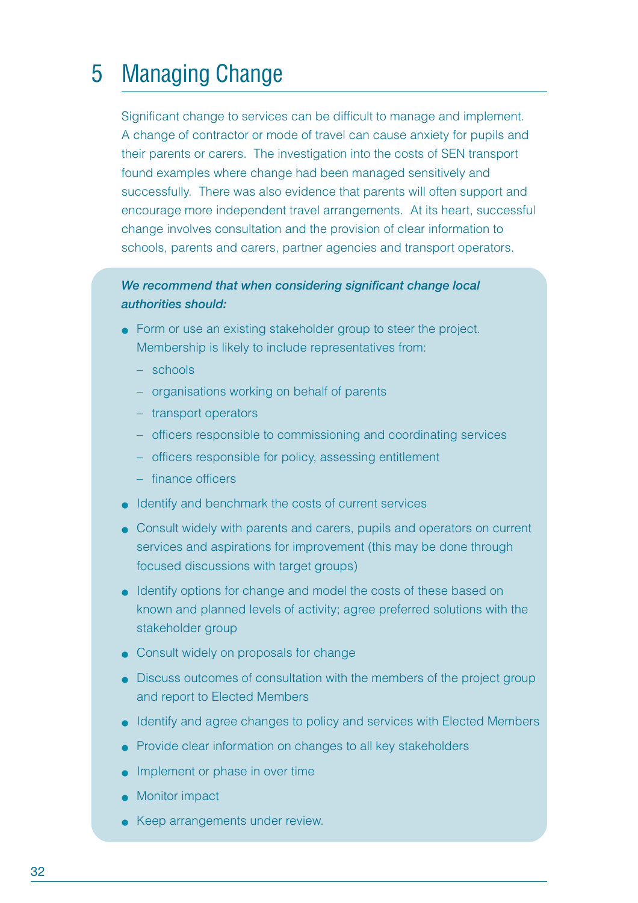# 5 Managing Change

Significant change to services can be difficult to manage and implement. A change of contractor or mode of travel can cause anxiety for pupils and their parents or carers. The investigation into the costs of SEN transport found examples where change had been managed sensitively and successfully. There was also evidence that parents will often support and encourage more independent travel arrangements. At its heart, successful change involves consultation and the provision of clear information to schools, parents and carers, partner agencies and transport operators.

***We recommend that when considering significant change local authorities should:***

- Form or use an existing stakeholder group to steer the project. Membership is likely to include representatives from:
  - schools
  - organisations working on behalf of parents
  - transport operators
  - officers responsible to commissioning and coordinating services
  - officers responsible for policy, assessing entitlement
  - finance officers
- Identify and benchmark the costs of current services
- Consult widely with parents and carers, pupils and operators on current services and aspirations for improvement (this may be done through focused discussions with target groups)
- Identify options for change and model the costs of these based on known and planned levels of activity; agree preferred solutions with the stakeholder group
- Consult widely on proposals for change
- Discuss outcomes of consultation with the members of the project group and report to Elected Members
- Identify and agree changes to policy and services with Elected Members
- Provide clear information on changes to all key stakeholders
- Implement or phase in over time
- Monitor impact
- Keep arrangements under review.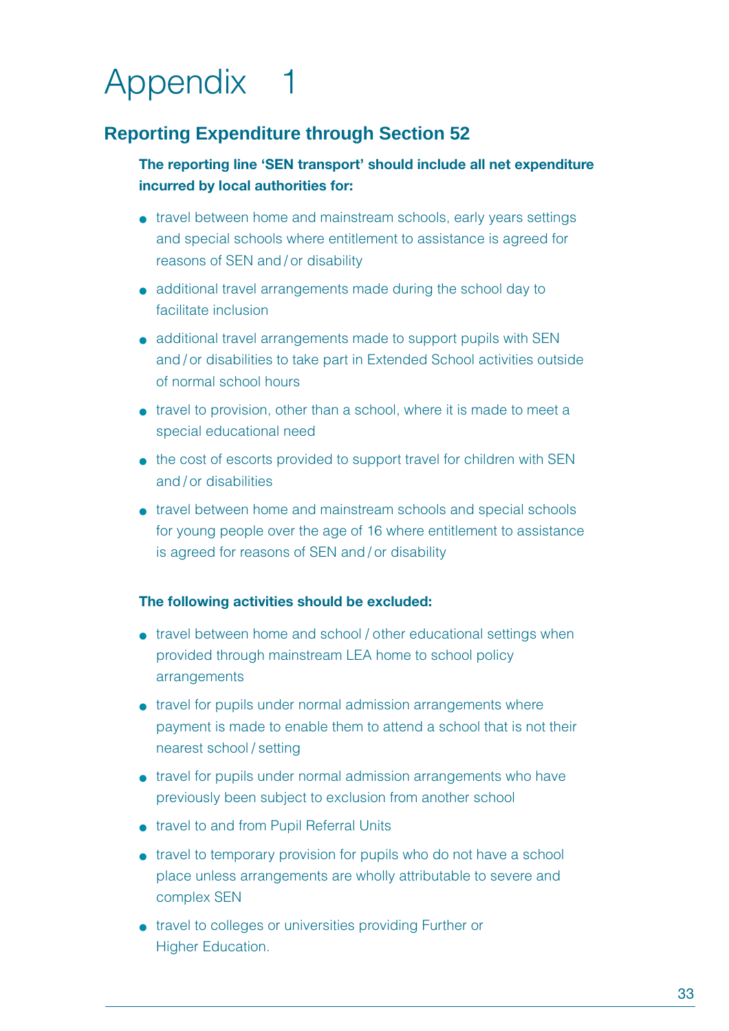# Appendix 1

## Reporting Expenditure through Section 52

**The reporting line 'SEN transport' should include all net expenditure incurred by local authorities for:**

- travel between home and mainstream schools, early years settings and special schools where entitlement to assistance is agreed for reasons of SEN and / or disability
- additional travel arrangements made during the school day to facilitate inclusion
- additional travel arrangements made to support pupils with SEN and / or disabilities to take part in Extended School activities outside of normal school hours
- travel to provision, other than a school, where it is made to meet a special educational need
- the cost of escorts provided to support travel for children with SEN and / or disabilities
- travel between home and mainstream schools and special schools for young people over the age of 16 where entitlement to assistance is agreed for reasons of SEN and / or disability

**The following activities should be excluded:**

- travel between home and school / other educational settings when provided through mainstream LEA home to school policy arrangements
- travel for pupils under normal admission arrangements where payment is made to enable them to attend a school that is not their nearest school / setting
- travel for pupils under normal admission arrangements who have previously been subject to exclusion from another school
- travel to and from Pupil Referral Units
- travel to temporary provision for pupils who do not have a school place unless arrangements are wholly attributable to severe and complex SEN
- travel to colleges or universities providing Further or Higher Education.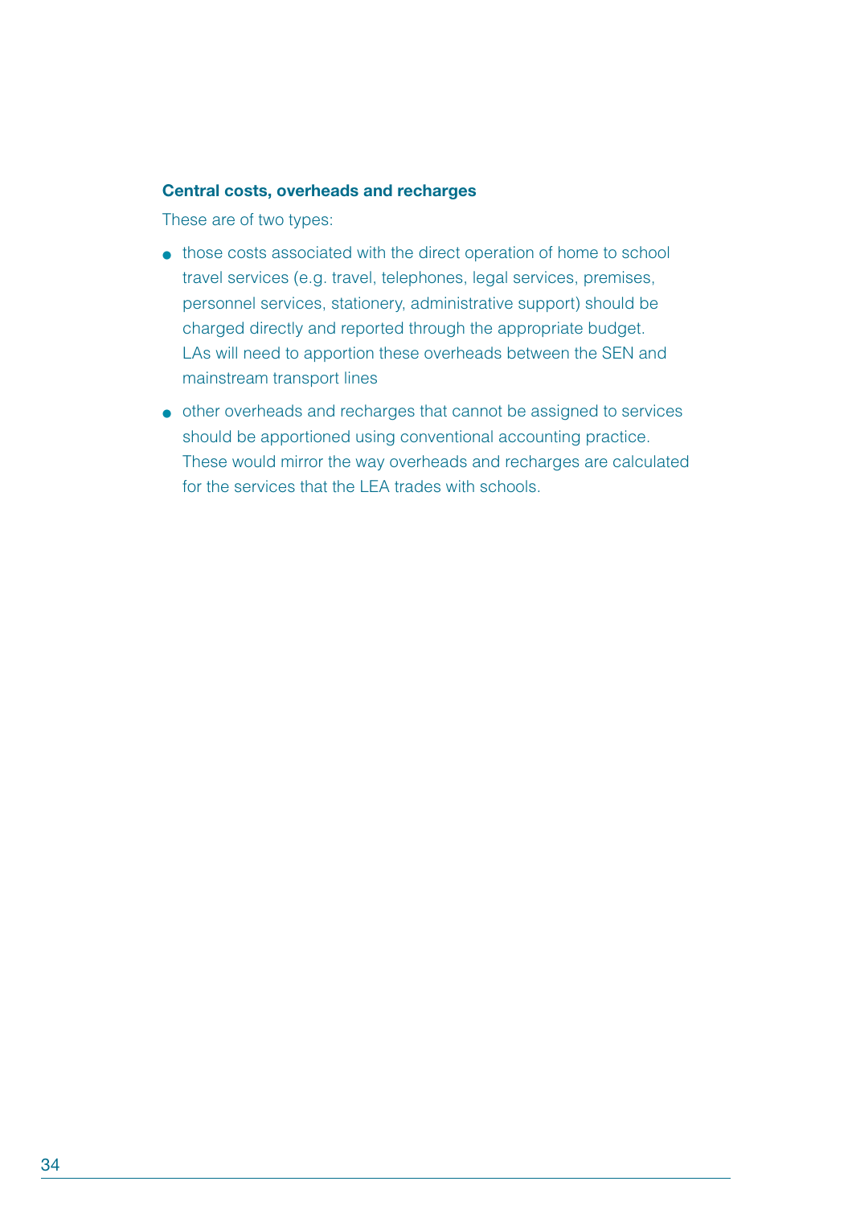### Central costs, overheads and recharges

These are of two types:

- those costs associated with the direct operation of home to school travel services (e.g. travel, telephones, legal services, premises, personnel services, stationery, administrative support) should be charged directly and reported through the appropriate budget. LAs will need to apportion these overheads between the SEN and mainstream transport lines
- other overheads and recharges that cannot be assigned to services should be apportioned using conventional accounting practice. These would mirror the way overheads and recharges are calculated for the services that the LEA trades with schools.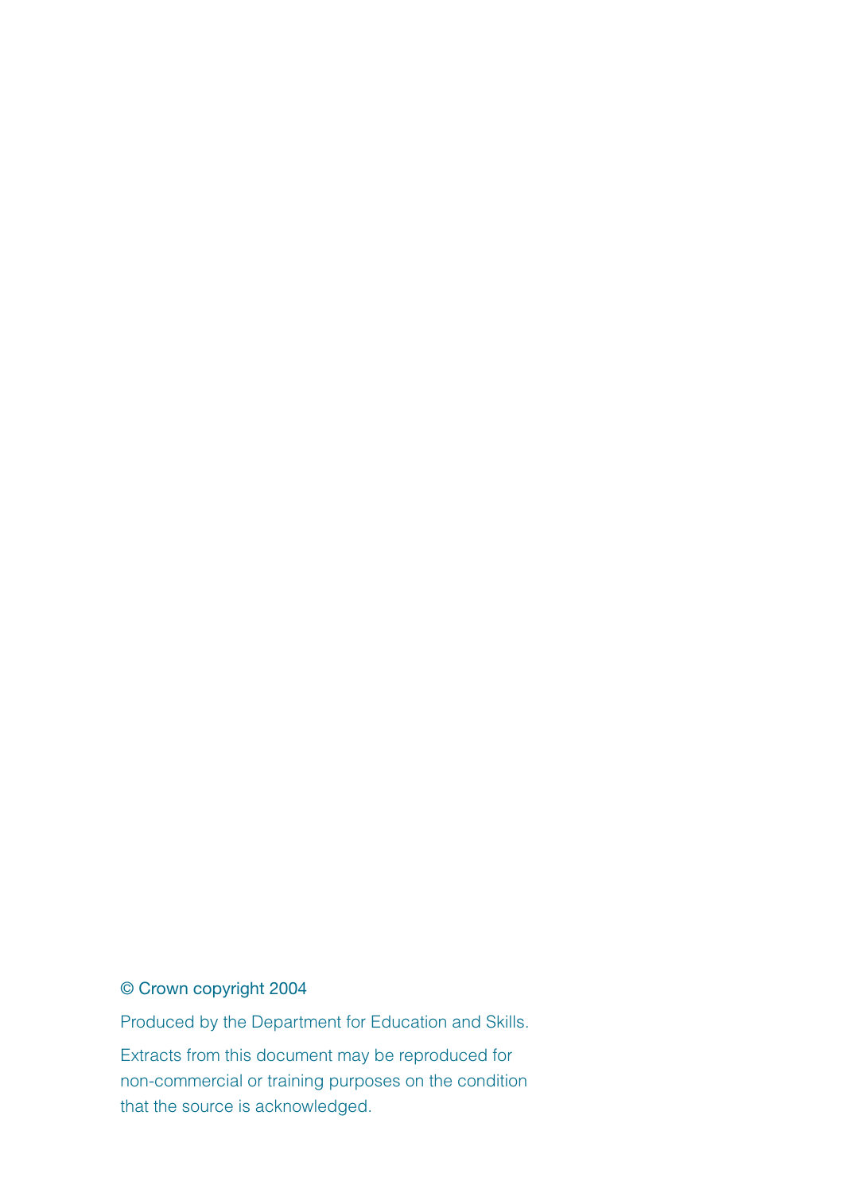© Crown copyright 2004

Produced by the Department for Education and Skills.

Extracts from this document may be reproduced for non-commercial or training purposes on the condition that the source is acknowledged.